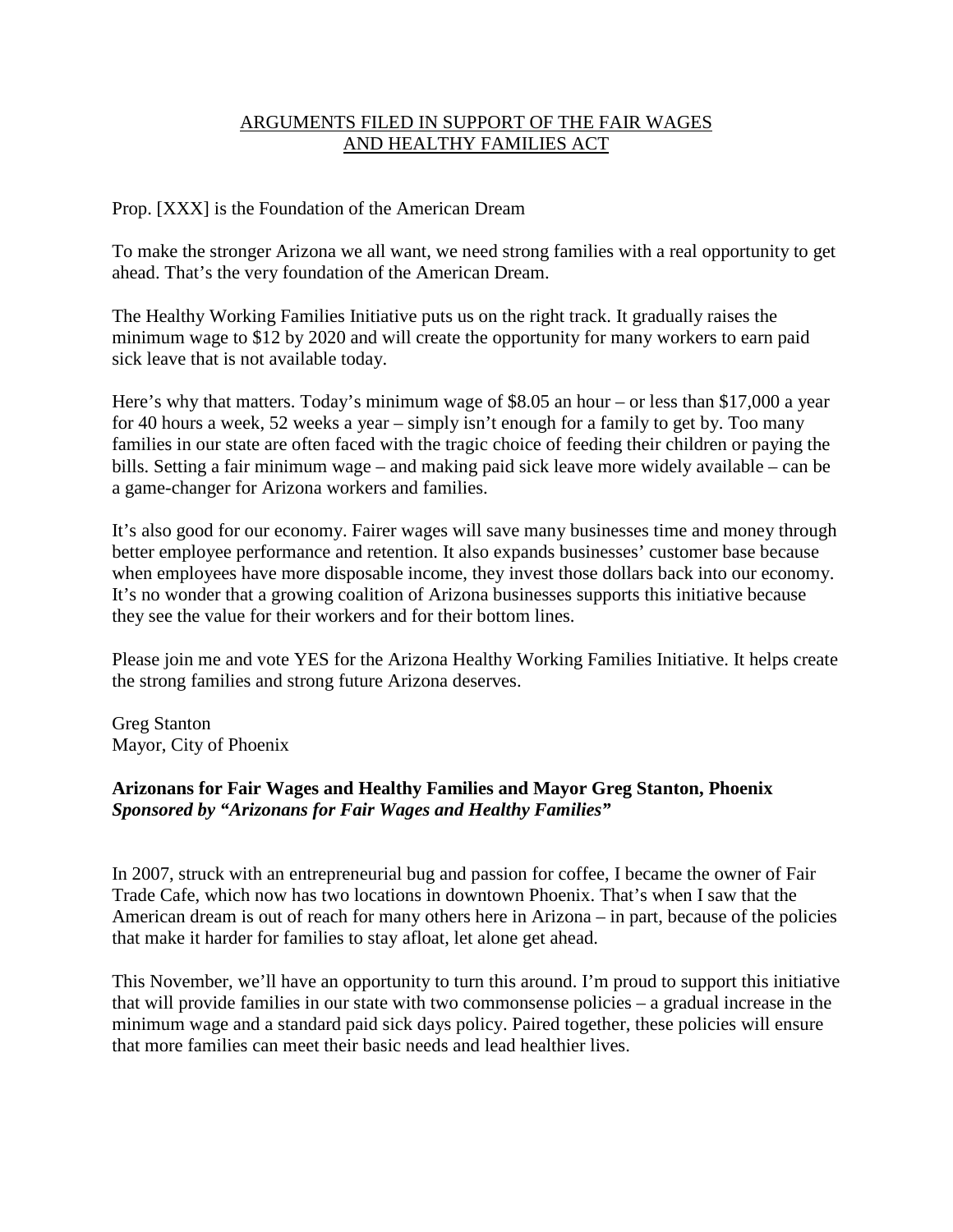# ARGUMENTS FILED IN SUPPORT OF THE FAIR WAGES AND HEALTHY FAMILIES ACT

Prop. [XXX] is the Foundation of the American Dream

To make the stronger Arizona we all want, we need strong families with a real opportunity to get ahead. That's the very foundation of the American Dream.

The Healthy Working Families Initiative puts us on the right track. It gradually raises the minimum wage to $12 by 2020 and will create the opportunity for many workers to earn paid sick leave that is not available today.

Here's why that matters. Today's minimum wage of $8.05 an hour – or less than $17,000 a year for 40 hours a week, 52 weeks a year – simply isn't enough for a family to get by. Too many families in our state are often faced with the tragic choice of feeding their children or paying the bills. Setting a fair minimum wage – and making paid sick leave more widely available – can be a game-changer for Arizona workers and families.

It's also good for our economy. Fairer wages will save many businesses time and money through better employee performance and retention. It also expands businesses' customer base because when employees have more disposable income, they invest those dollars back into our economy. It's no wonder that a growing coalition of Arizona businesses supports this initiative because they see the value for their workers and for their bottom lines.

Please join me and vote YES for the Arizona Healthy Working Families Initiative. It helps create the strong families and strong future Arizona deserves.

Greg Stanton
Mayor, City of Phoenix

**Arizonans for Fair Wages and Healthy Families and Mayor Greg Stanton, Phoenix**
***Sponsored by "Arizonans for Fair Wages and Healthy Families"***

In 2007, struck with an entrepreneurial bug and passion for coffee, I became the owner of Fair Trade Cafe, which now has two locations in downtown Phoenix. That's when I saw that the American dream is out of reach for many others here in Arizona – in part, because of the policies that make it harder for families to stay afloat, let alone get ahead.

This November, we'll have an opportunity to turn this around. I'm proud to support this initiative that will provide families in our state with two commonsense policies – a gradual increase in the minimum wage and a standard paid sick days policy. Paired together, these policies will ensure that more families can meet their basic needs and lead healthier lives.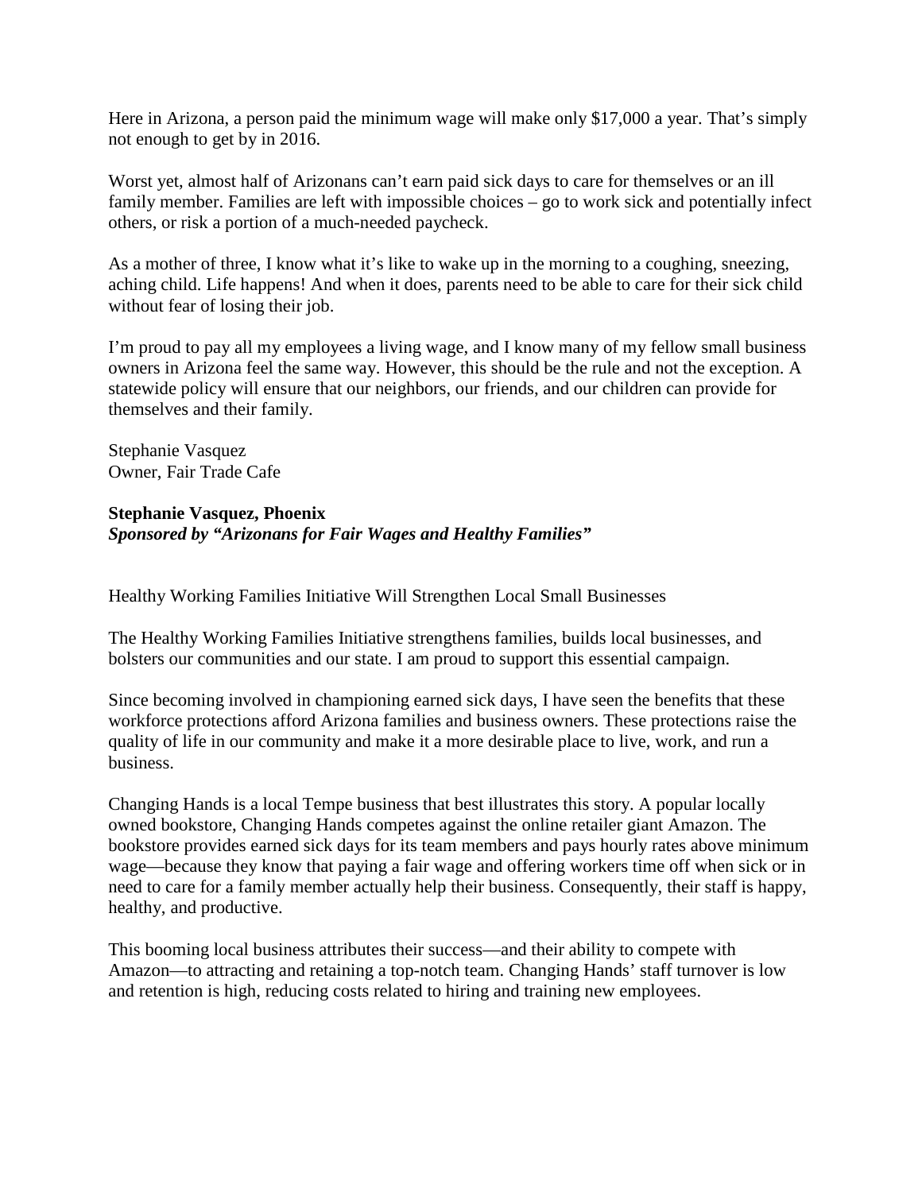Here in Arizona, a person paid the minimum wage will make only $17,000 a year. That's simply not enough to get by in 2016.

Worst yet, almost half of Arizonans can't earn paid sick days to care for themselves or an ill family member. Families are left with impossible choices – go to work sick and potentially infect others, or risk a portion of a much-needed paycheck.

As a mother of three, I know what it's like to wake up in the morning to a coughing, sneezing, aching child. Life happens! And when it does, parents need to be able to care for their sick child without fear of losing their job.

I'm proud to pay all my employees a living wage, and I know many of my fellow small business owners in Arizona feel the same way. However, this should be the rule and not the exception. A statewide policy will ensure that our neighbors, our friends, and our children can provide for themselves and their family.

Stephanie Vasquez
Owner, Fair Trade Cafe

**Stephanie Vasquez, Phoenix**
***Sponsored by "Arizonans for Fair Wages and Healthy Families"***

Healthy Working Families Initiative Will Strengthen Local Small Businesses

The Healthy Working Families Initiative strengthens families, builds local businesses, and bolsters our communities and our state. I am proud to support this essential campaign.

Since becoming involved in championing earned sick days, I have seen the benefits that these workforce protections afford Arizona families and business owners. These protections raise the quality of life in our community and make it a more desirable place to live, work, and run a business.

Changing Hands is a local Tempe business that best illustrates this story. A popular locally owned bookstore, Changing Hands competes against the online retailer giant Amazon. The bookstore provides earned sick days for its team members and pays hourly rates above minimum wage—because they know that paying a fair wage and offering workers time off when sick or in need to care for a family member actually help their business. Consequently, their staff is happy, healthy, and productive.

This booming local business attributes their success—and their ability to compete with Amazon—to attracting and retaining a top-notch team. Changing Hands' staff turnover is low and retention is high, reducing costs related to hiring and training new employees.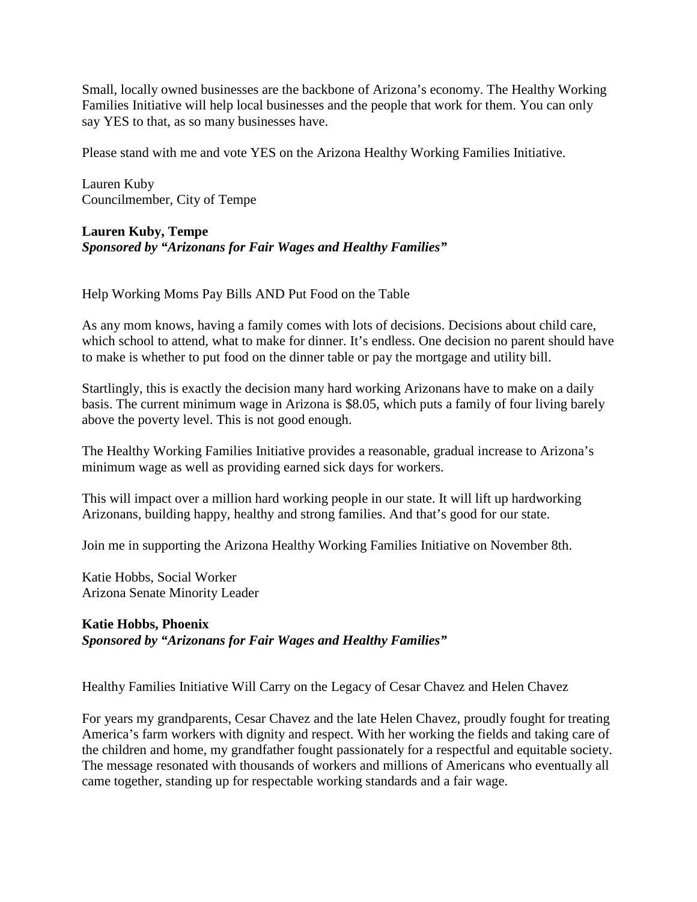Small, locally owned businesses are the backbone of Arizona's economy. The Healthy Working Families Initiative will help local businesses and the people that work for them. You can only say YES to that, as so many businesses have.

Please stand with me and vote YES on the Arizona Healthy Working Families Initiative.

Lauren Kuby
Councilmember, City of Tempe

**Lauren Kuby, Tempe**
***Sponsored by "Arizonans for Fair Wages and Healthy Families"***

Help Working Moms Pay Bills AND Put Food on the Table

As any mom knows, having a family comes with lots of decisions. Decisions about child care, which school to attend, what to make for dinner. It's endless. One decision no parent should have to make is whether to put food on the dinner table or pay the mortgage and utility bill.

Startlingly, this is exactly the decision many hard working Arizonans have to make on a daily basis. The current minimum wage in Arizona is $8.05, which puts a family of four living barely above the poverty level. This is not good enough.

The Healthy Working Families Initiative provides a reasonable, gradual increase to Arizona's minimum wage as well as providing earned sick days for workers.

This will impact over a million hard working people in our state. It will lift up hardworking Arizonans, building happy, healthy and strong families. And that's good for our state.

Join me in supporting the Arizona Healthy Working Families Initiative on November 8th.

Katie Hobbs, Social Worker
Arizona Senate Minority Leader

**Katie Hobbs, Phoenix**
***Sponsored by "Arizonans for Fair Wages and Healthy Families"***

Healthy Families Initiative Will Carry on the Legacy of Cesar Chavez and Helen Chavez

For years my grandparents, Cesar Chavez and the late Helen Chavez, proudly fought for treating America's farm workers with dignity and respect. With her working the fields and taking care of the children and home, my grandfather fought passionately for a respectful and equitable society. The message resonated with thousands of workers and millions of Americans who eventually all came together, standing up for respectable working standards and a fair wage.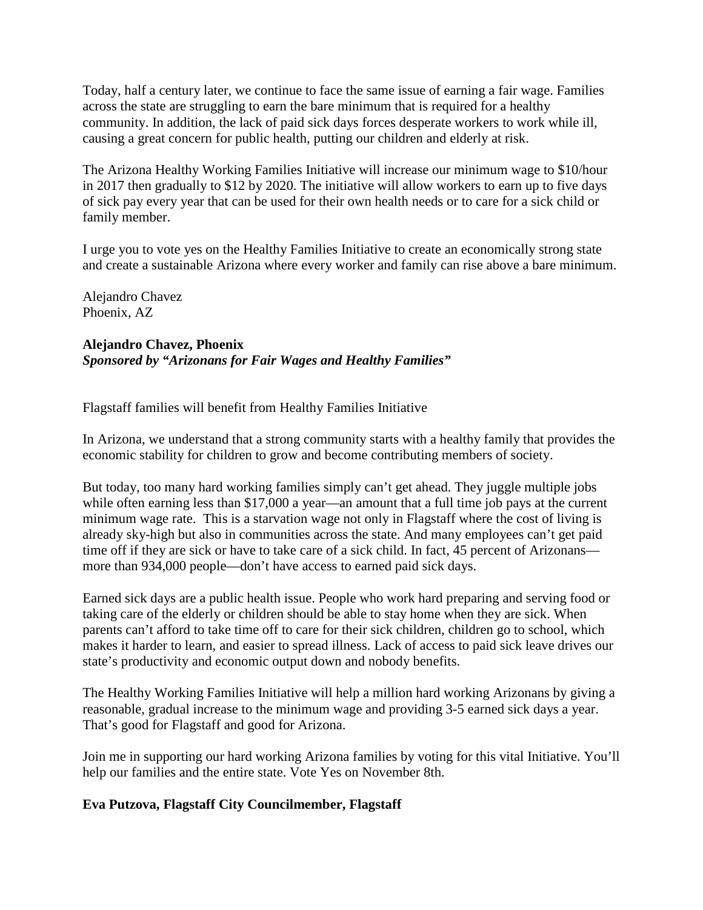Today, half a century later, we continue to face the same issue of earning a fair wage. Families across the state are struggling to earn the bare minimum that is required for a healthy community. In addition, the lack of paid sick days forces desperate workers to work while ill, causing a great concern for public health, putting our children and elderly at risk.

The Arizona Healthy Working Families Initiative will increase our minimum wage to $10/hour in 2017 then gradually to $12 by 2020. The initiative will allow workers to earn up to five days of sick pay every year that can be used for their own health needs or to care for a sick child or family member.

I urge you to vote yes on the Healthy Families Initiative to create an economically strong state and create a sustainable Arizona where every worker and family can rise above a bare minimum.

Alejandro Chavez
Phoenix, AZ

**Alejandro Chavez, Phoenix**
***Sponsored by "Arizonans for Fair Wages and Healthy Families"***

Flagstaff families will benefit from Healthy Families Initiative

In Arizona, we understand that a strong community starts with a healthy family that provides the economic stability for children to grow and become contributing members of society.

But today, too many hard working families simply can't get ahead. They juggle multiple jobs while often earning less than $17,000 a year—an amount that a full time job pays at the current minimum wage rate. This is a starvation wage not only in Flagstaff where the cost of living is already sky-high but also in communities across the state. And many employees can't get paid time off if they are sick or have to take care of a sick child. In fact, 45 percent of Arizonans—more than 934,000 people—don't have access to earned paid sick days.

Earned sick days are a public health issue. People who work hard preparing and serving food or taking care of the elderly or children should be able to stay home when they are sick. When parents can't afford to take time off to care for their sick children, children go to school, which makes it harder to learn, and easier to spread illness. Lack of access to paid sick leave drives our state's productivity and economic output down and nobody benefits.

The Healthy Working Families Initiative will help a million hard working Arizonans by giving a reasonable, gradual increase to the minimum wage and providing 3-5 earned sick days a year. That's good for Flagstaff and good for Arizona.

Join me in supporting our hard working Arizona families by voting for this vital Initiative. You'll help our families and the entire state. Vote Yes on November 8th.

**Eva Putzova, Flagstaff City Councilmember, Flagstaff**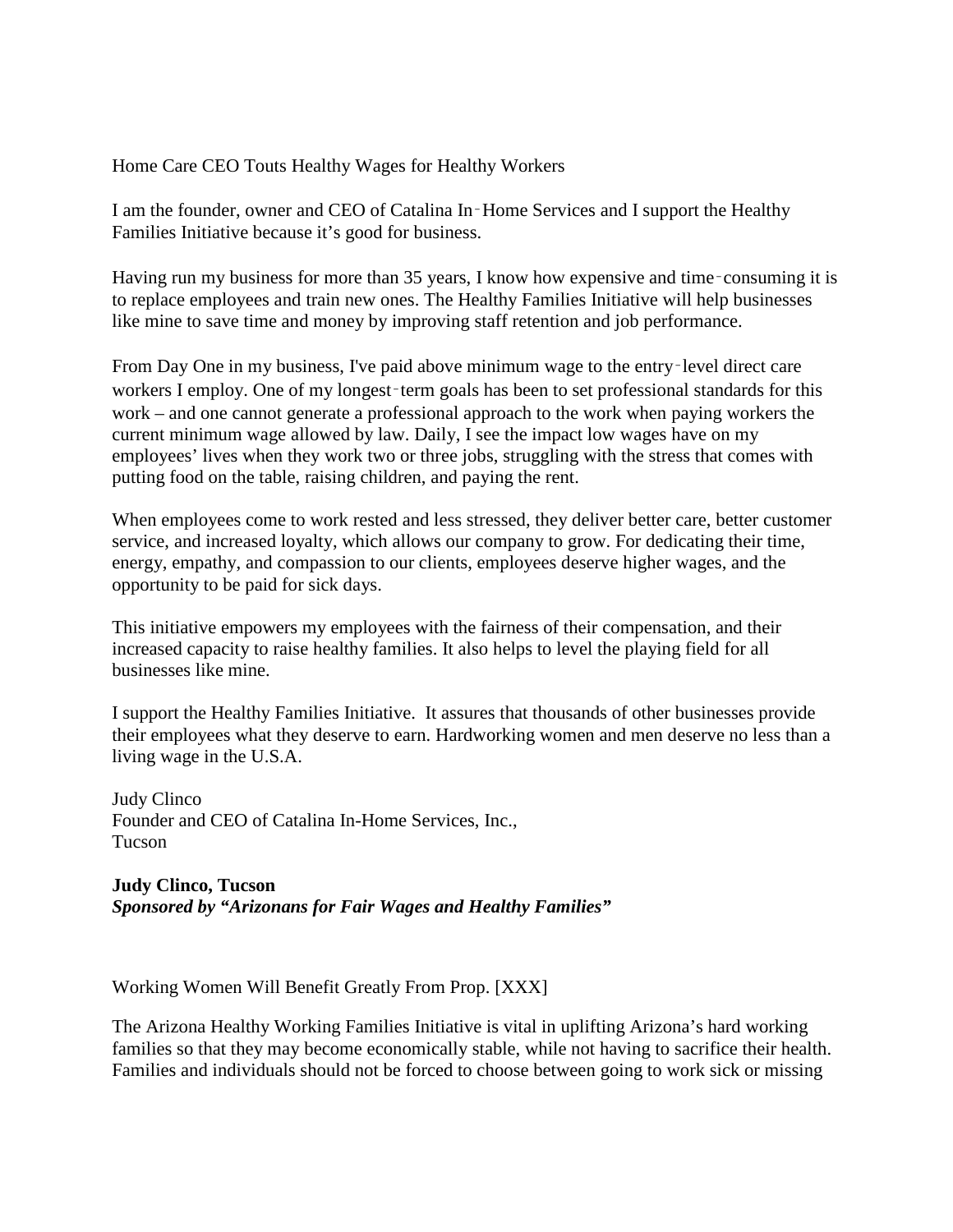Home Care CEO Touts Healthy Wages for Healthy Workers

I am the founder, owner and CEO of Catalina In‑Home Services and I support the Healthy Families Initiative because it's good for business.

Having run my business for more than 35 years, I know how expensive and time‑consuming it is to replace employees and train new ones. The Healthy Families Initiative will help businesses like mine to save time and money by improving staff retention and job performance.

From Day One in my business, I've paid above minimum wage to the entry‑level direct care workers I employ. One of my longest‑term goals has been to set professional standards for this work – and one cannot generate a professional approach to the work when paying workers the current minimum wage allowed by law. Daily, I see the impact low wages have on my employees' lives when they work two or three jobs, struggling with the stress that comes with putting food on the table, raising children, and paying the rent.

When employees come to work rested and less stressed, they deliver better care, better customer service, and increased loyalty, which allows our company to grow. For dedicating their time, energy, empathy, and compassion to our clients, employees deserve higher wages, and the opportunity to be paid for sick days.

This initiative empowers my employees with the fairness of their compensation, and their increased capacity to raise healthy families. It also helps to level the playing field for all businesses like mine.

I support the Healthy Families Initiative. It assures that thousands of other businesses provide their employees what they deserve to earn. Hardworking women and men deserve no less than a living wage in the U.S.A.

Judy Clinco
Founder and CEO of Catalina In-Home Services, Inc.,
Tucson

**Judy Clinco, Tucson**
***Sponsored by "Arizonans for Fair Wages and Healthy Families"***

Working Women Will Benefit Greatly From Prop. [XXX]

The Arizona Healthy Working Families Initiative is vital in uplifting Arizona's hard working families so that they may become economically stable, while not having to sacrifice their health. Families and individuals should not be forced to choose between going to work sick or missing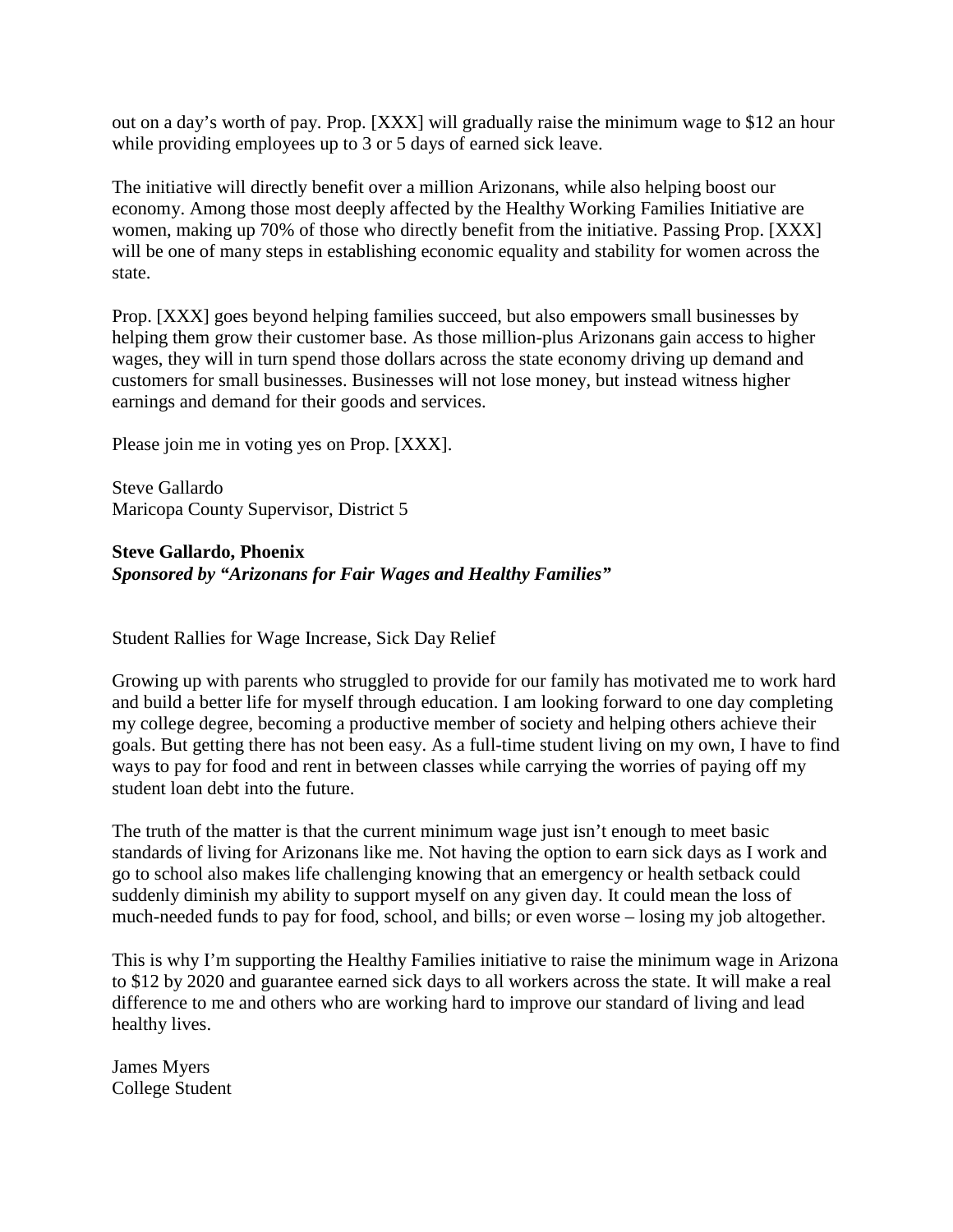out on a day's worth of pay. Prop. [XXX] will gradually raise the minimum wage to $12 an hour while providing employees up to 3 or 5 days of earned sick leave.

The initiative will directly benefit over a million Arizonans, while also helping boost our economy. Among those most deeply affected by the Healthy Working Families Initiative are women, making up 70% of those who directly benefit from the initiative. Passing Prop. [XXX] will be one of many steps in establishing economic equality and stability for women across the state.

Prop. [XXX] goes beyond helping families succeed, but also empowers small businesses by helping them grow their customer base. As those million-plus Arizonans gain access to higher wages, they will in turn spend those dollars across the state economy driving up demand and customers for small businesses. Businesses will not lose money, but instead witness higher earnings and demand for their goods and services.

Please join me in voting yes on Prop. [XXX].

Steve Gallardo
Maricopa County Supervisor, District 5

**Steve Gallardo, Phoenix**
***Sponsored by "Arizonans for Fair Wages and Healthy Families"***

Student Rallies for Wage Increase, Sick Day Relief

Growing up with parents who struggled to provide for our family has motivated me to work hard and build a better life for myself through education. I am looking forward to one day completing my college degree, becoming a productive member of society and helping others achieve their goals. But getting there has not been easy. As a full-time student living on my own, I have to find ways to pay for food and rent in between classes while carrying the worries of paying off my student loan debt into the future.

The truth of the matter is that the current minimum wage just isn't enough to meet basic standards of living for Arizonans like me. Not having the option to earn sick days as I work and go to school also makes life challenging knowing that an emergency or health setback could suddenly diminish my ability to support myself on any given day. It could mean the loss of much-needed funds to pay for food, school, and bills; or even worse – losing my job altogether.

This is why I'm supporting the Healthy Families initiative to raise the minimum wage in Arizona to $12 by 2020 and guarantee earned sick days to all workers across the state. It will make a real difference to me and others who are working hard to improve our standard of living and lead healthy lives.

James Myers
College Student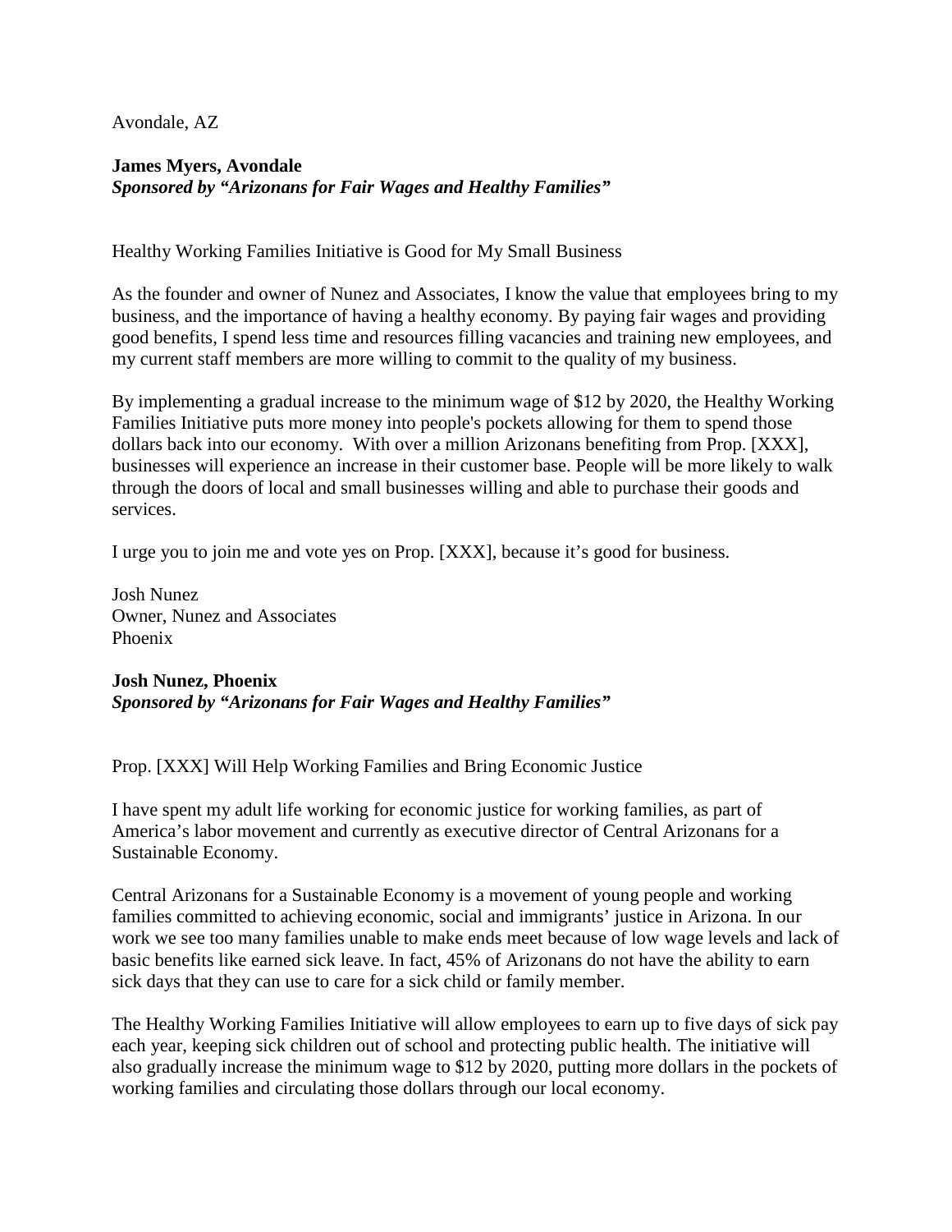Avondale, AZ

**James Myers, Avondale**
***Sponsored by "Arizonans for Fair Wages and Healthy Families"***

Healthy Working Families Initiative is Good for My Small Business

As the founder and owner of Nunez and Associates, I know the value that employees bring to my business, and the importance of having a healthy economy. By paying fair wages and providing good benefits, I spend less time and resources filling vacancies and training new employees, and my current staff members are more willing to commit to the quality of my business.

By implementing a gradual increase to the minimum wage of $12 by 2020, the Healthy Working Families Initiative puts more money into people's pockets allowing for them to spend those dollars back into our economy. With over a million Arizonans benefiting from Prop. [XXX], businesses will experience an increase in their customer base. People will be more likely to walk through the doors of local and small businesses willing and able to purchase their goods and services.

I urge you to join me and vote yes on Prop. [XXX], because it's good for business.

Josh Nunez
Owner, Nunez and Associates
Phoenix

**Josh Nunez, Phoenix**
***Sponsored by "Arizonans for Fair Wages and Healthy Families"***

Prop. [XXX] Will Help Working Families and Bring Economic Justice

I have spent my adult life working for economic justice for working families, as part of America's labor movement and currently as executive director of Central Arizonans for a Sustainable Economy.

Central Arizonans for a Sustainable Economy is a movement of young people and working families committed to achieving economic, social and immigrants' justice in Arizona. In our work we see too many families unable to make ends meet because of low wage levels and lack of basic benefits like earned sick leave. In fact, 45% of Arizonans do not have the ability to earn sick days that they can use to care for a sick child or family member.

The Healthy Working Families Initiative will allow employees to earn up to five days of sick pay each year, keeping sick children out of school and protecting public health. The initiative will also gradually increase the minimum wage to $12 by 2020, putting more dollars in the pockets of working families and circulating those dollars through our local economy.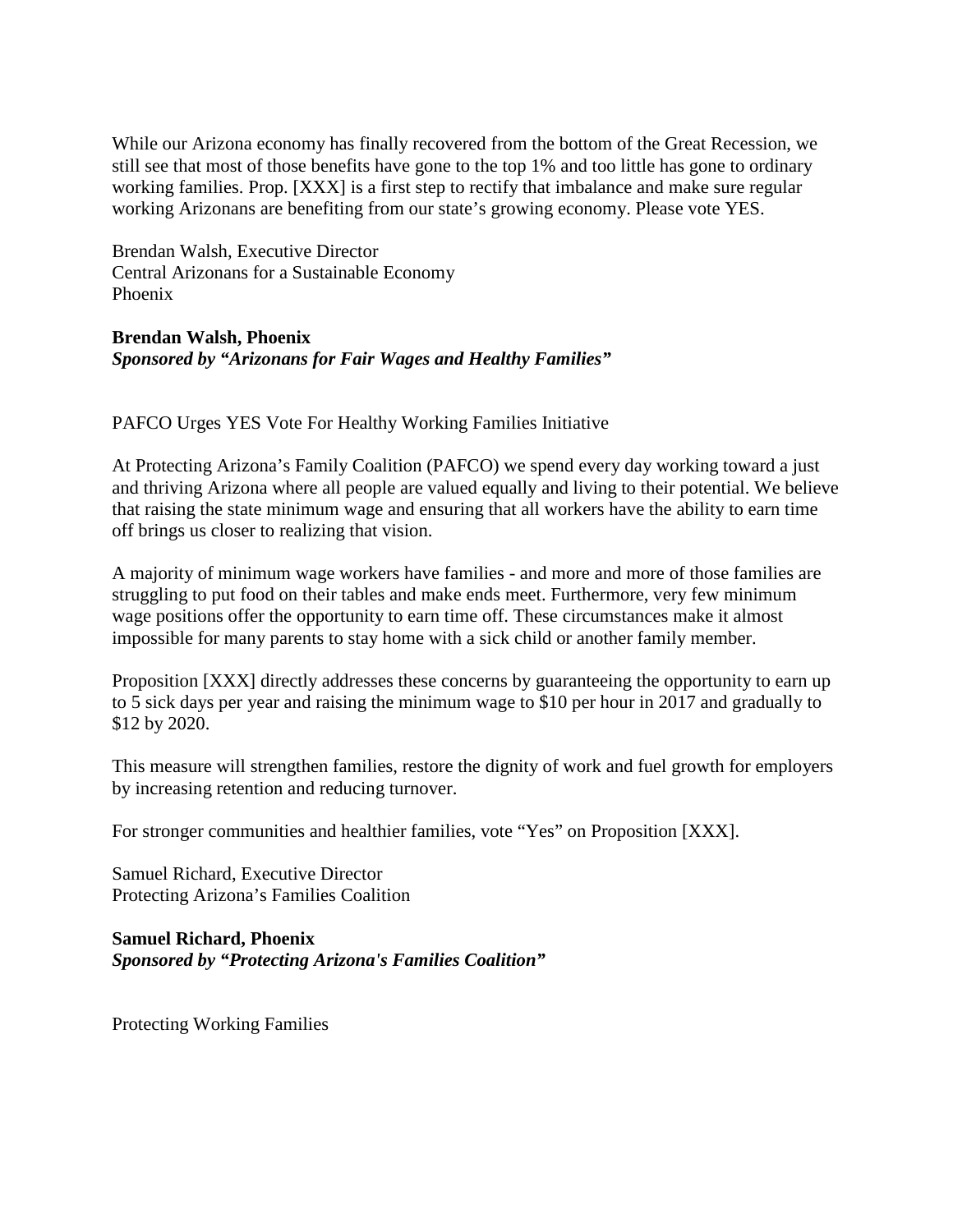While our Arizona economy has finally recovered from the bottom of the Great Recession, we still see that most of those benefits have gone to the top 1% and too little has gone to ordinary working families. Prop. [XXX] is a first step to rectify that imbalance and make sure regular working Arizonans are benefiting from our state's growing economy. Please vote YES.

Brendan Walsh, Executive Director
Central Arizonans for a Sustainable Economy
Phoenix

**Brendan Walsh, Phoenix**
***Sponsored by "Arizonans for Fair Wages and Healthy Families"***

PAFCO Urges YES Vote For Healthy Working Families Initiative

At Protecting Arizona's Family Coalition (PAFCO) we spend every day working toward a just and thriving Arizona where all people are valued equally and living to their potential. We believe that raising the state minimum wage and ensuring that all workers have the ability to earn time off brings us closer to realizing that vision.

A majority of minimum wage workers have families - and more and more of those families are struggling to put food on their tables and make ends meet. Furthermore, very few minimum wage positions offer the opportunity to earn time off. These circumstances make it almost impossible for many parents to stay home with a sick child or another family member.

Proposition [XXX] directly addresses these concerns by guaranteeing the opportunity to earn up to 5 sick days per year and raising the minimum wage to $10 per hour in 2017 and gradually to $12 by 2020.

This measure will strengthen families, restore the dignity of work and fuel growth for employers by increasing retention and reducing turnover.

For stronger communities and healthier families, vote "Yes" on Proposition [XXX].

Samuel Richard, Executive Director
Protecting Arizona's Families Coalition

**Samuel Richard, Phoenix**
***Sponsored by "Protecting Arizona's Families Coalition"***

Protecting Working Families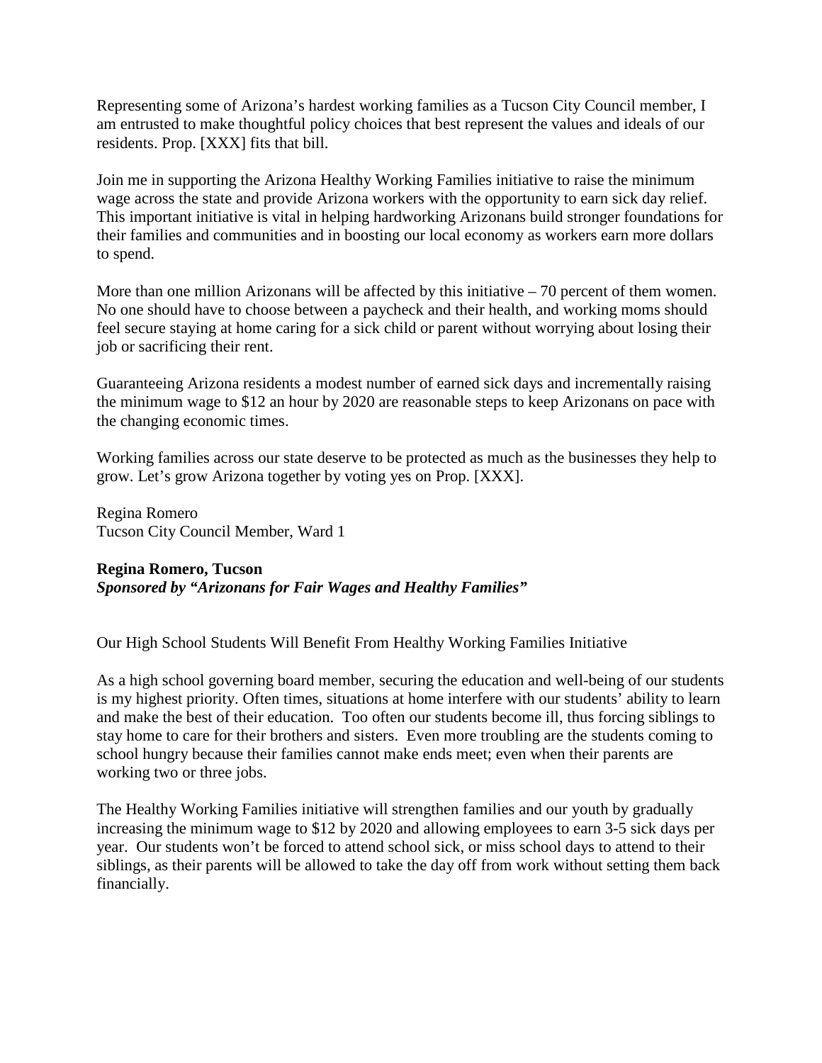Representing some of Arizona's hardest working families as a Tucson City Council member, I am entrusted to make thoughtful policy choices that best represent the values and ideals of our residents. Prop. [XXX] fits that bill.

Join me in supporting the Arizona Healthy Working Families initiative to raise the minimum wage across the state and provide Arizona workers with the opportunity to earn sick day relief. This important initiative is vital in helping hardworking Arizonans build stronger foundations for their families and communities and in boosting our local economy as workers earn more dollars to spend.

More than one million Arizonans will be affected by this initiative – 70 percent of them women. No one should have to choose between a paycheck and their health, and working moms should feel secure staying at home caring for a sick child or parent without worrying about losing their job or sacrificing their rent.

Guaranteeing Arizona residents a modest number of earned sick days and incrementally raising the minimum wage to $12 an hour by 2020 are reasonable steps to keep Arizonans on pace with the changing economic times.

Working families across our state deserve to be protected as much as the businesses they help to grow. Let's grow Arizona together by voting yes on Prop. [XXX].

Regina Romero
Tucson City Council Member, Ward 1

**Regina Romero, Tucson**
***Sponsored by "Arizonans for Fair Wages and Healthy Families"***

Our High School Students Will Benefit From Healthy Working Families Initiative

As a high school governing board member, securing the education and well-being of our students is my highest priority. Often times, situations at home interfere with our students' ability to learn and make the best of their education. Too often our students become ill, thus forcing siblings to stay home to care for their brothers and sisters. Even more troubling are the students coming to school hungry because their families cannot make ends meet; even when their parents are working two or three jobs.

The Healthy Working Families initiative will strengthen families and our youth by gradually increasing the minimum wage to $12 by 2020 and allowing employees to earn 3-5 sick days per year. Our students won't be forced to attend school sick, or miss school days to attend to their siblings, as their parents will be allowed to take the day off from work without setting them back financially.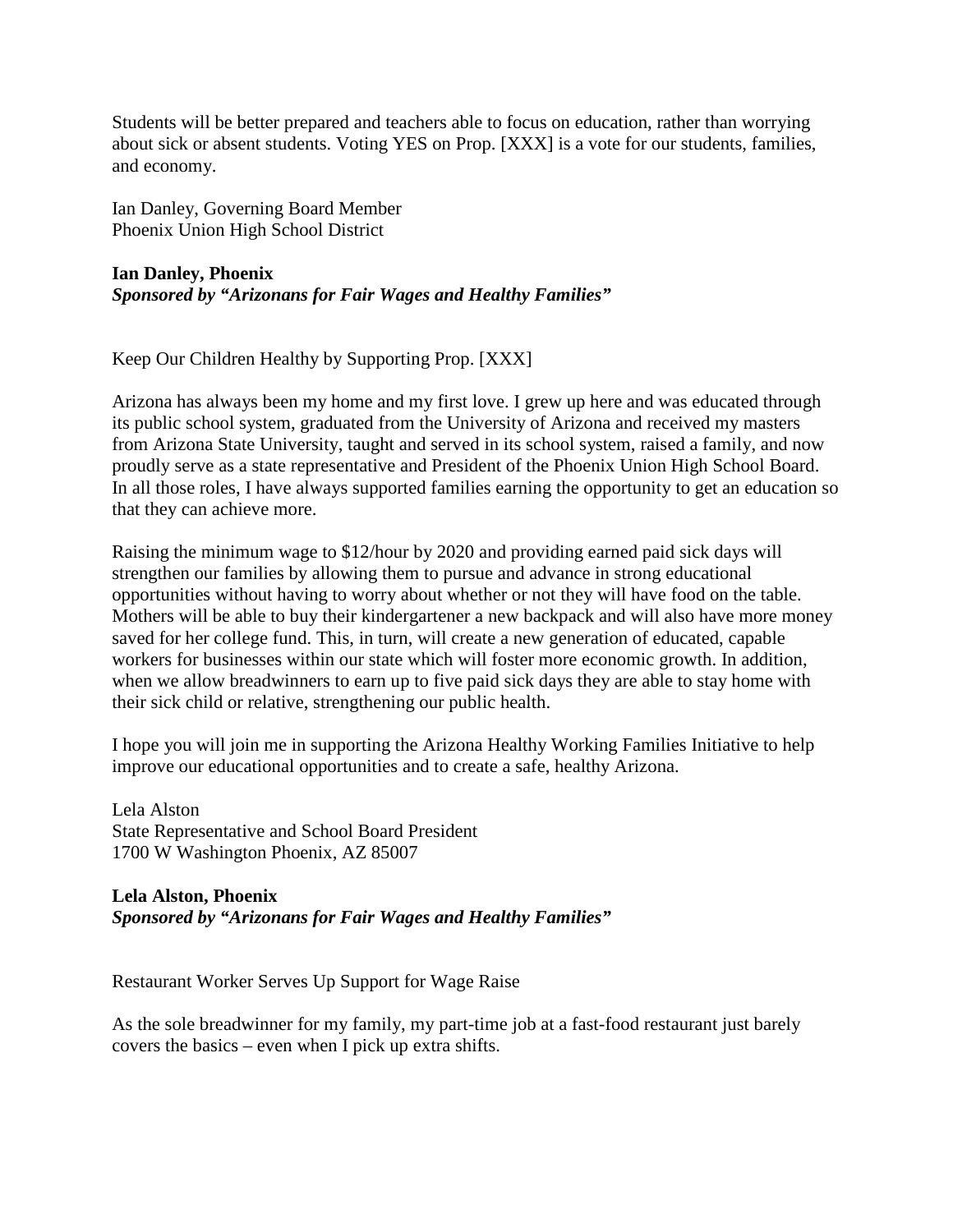Students will be better prepared and teachers able to focus on education, rather than worrying about sick or absent students. Voting YES on Prop. [XXX] is a vote for our students, families, and economy.

Ian Danley, Governing Board Member
Phoenix Union High School District

**Ian Danley, Phoenix**
***Sponsored by "Arizonans for Fair Wages and Healthy Families"***

Keep Our Children Healthy by Supporting Prop. [XXX]

Arizona has always been my home and my first love. I grew up here and was educated through its public school system, graduated from the University of Arizona and received my masters from Arizona State University, taught and served in its school system, raised a family, and now proudly serve as a state representative and President of the Phoenix Union High School Board. In all those roles, I have always supported families earning the opportunity to get an education so that they can achieve more.

Raising the minimum wage to $12/hour by 2020 and providing earned paid sick days will strengthen our families by allowing them to pursue and advance in strong educational opportunities without having to worry about whether or not they will have food on the table. Mothers will be able to buy their kindergartener a new backpack and will also have more money saved for her college fund. This, in turn, will create a new generation of educated, capable workers for businesses within our state which will foster more economic growth. In addition, when we allow breadwinners to earn up to five paid sick days they are able to stay home with their sick child or relative, strengthening our public health.

I hope you will join me in supporting the Arizona Healthy Working Families Initiative to help improve our educational opportunities and to create a safe, healthy Arizona.

Lela Alston
State Representative and School Board President
1700 W Washington Phoenix, AZ 85007

**Lela Alston, Phoenix**
***Sponsored by "Arizonans for Fair Wages and Healthy Families"***

Restaurant Worker Serves Up Support for Wage Raise

As the sole breadwinner for my family, my part-time job at a fast-food restaurant just barely covers the basics – even when I pick up extra shifts.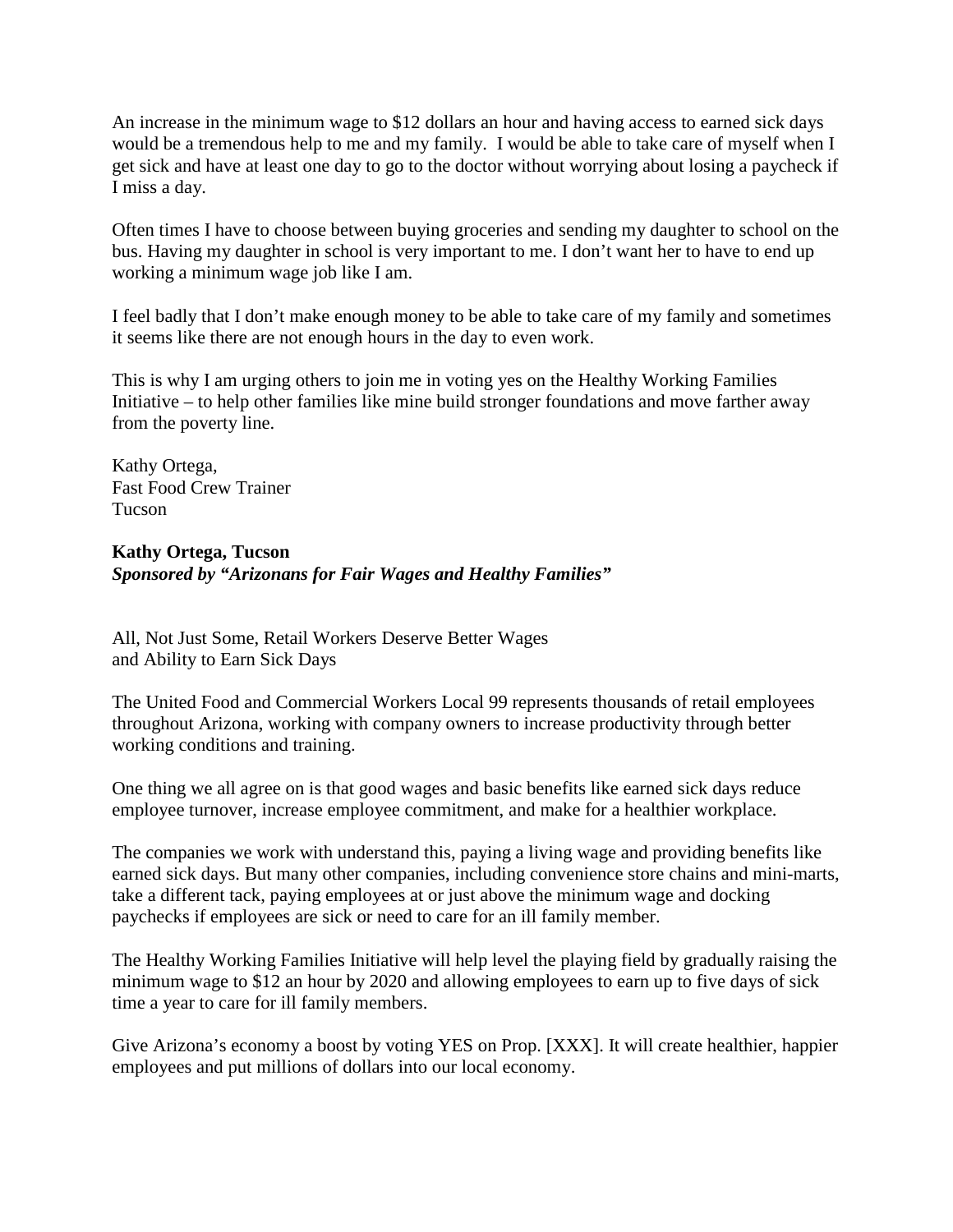An increase in the minimum wage to $12 dollars an hour and having access to earned sick days would be a tremendous help to me and my family. I would be able to take care of myself when I get sick and have at least one day to go to the doctor without worrying about losing a paycheck if I miss a day.

Often times I have to choose between buying groceries and sending my daughter to school on the bus. Having my daughter in school is very important to me. I don't want her to have to end up working a minimum wage job like I am.

I feel badly that I don't make enough money to be able to take care of my family and sometimes it seems like there are not enough hours in the day to even work.

This is why I am urging others to join me in voting yes on the Healthy Working Families Initiative – to help other families like mine build stronger foundations and move farther away from the poverty line.

Kathy Ortega,
Fast Food Crew Trainer
Tucson

**Kathy Ortega, Tucson**
***Sponsored by "Arizonans for Fair Wages and Healthy Families"***

All, Not Just Some, Retail Workers Deserve Better Wages
and Ability to Earn Sick Days

The United Food and Commercial Workers Local 99 represents thousands of retail employees throughout Arizona, working with company owners to increase productivity through better working conditions and training.

One thing we all agree on is that good wages and basic benefits like earned sick days reduce employee turnover, increase employee commitment, and make for a healthier workplace.

The companies we work with understand this, paying a living wage and providing benefits like earned sick days. But many other companies, including convenience store chains and mini-marts, take a different tack, paying employees at or just above the minimum wage and docking paychecks if employees are sick or need to care for an ill family member.

The Healthy Working Families Initiative will help level the playing field by gradually raising the minimum wage to $12 an hour by 2020 and allowing employees to earn up to five days of sick time a year to care for ill family members.

Give Arizona's economy a boost by voting YES on Prop. [XXX]. It will create healthier, happier employees and put millions of dollars into our local economy.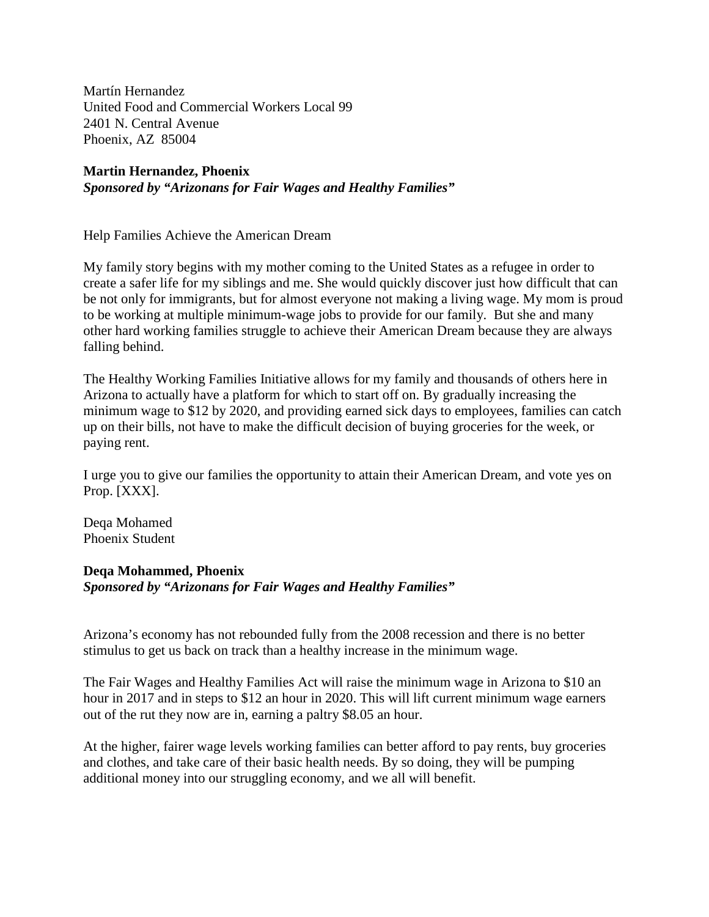Martín Hernandez
United Food and Commercial Workers Local 99
2401 N. Central Avenue
Phoenix, AZ 85004

**Martin Hernandez, Phoenix**
***Sponsored by "Arizonans for Fair Wages and Healthy Families"***

Help Families Achieve the American Dream

My family story begins with my mother coming to the United States as a refugee in order to create a safer life for my siblings and me. She would quickly discover just how difficult that can be not only for immigrants, but for almost everyone not making a living wage. My mom is proud to be working at multiple minimum-wage jobs to provide for our family. But she and many other hard working families struggle to achieve their American Dream because they are always falling behind.

The Healthy Working Families Initiative allows for my family and thousands of others here in Arizona to actually have a platform for which to start off on. By gradually increasing the minimum wage to $12 by 2020, and providing earned sick days to employees, families can catch up on their bills, not have to make the difficult decision of buying groceries for the week, or paying rent.

I urge you to give our families the opportunity to attain their American Dream, and vote yes on Prop. [XXX].

Deqa Mohamed
Phoenix Student

**Deqa Mohammed, Phoenix**
***Sponsored by "Arizonans for Fair Wages and Healthy Families"***

Arizona's economy has not rebounded fully from the 2008 recession and there is no better stimulus to get us back on track than a healthy increase in the minimum wage.

The Fair Wages and Healthy Families Act will raise the minimum wage in Arizona to $10 an hour in 2017 and in steps to $12 an hour in 2020. This will lift current minimum wage earners out of the rut they now are in, earning a paltry $8.05 an hour.

At the higher, fairer wage levels working families can better afford to pay rents, buy groceries and clothes, and take care of their basic health needs. By so doing, they will be pumping additional money into our struggling economy, and we all will benefit.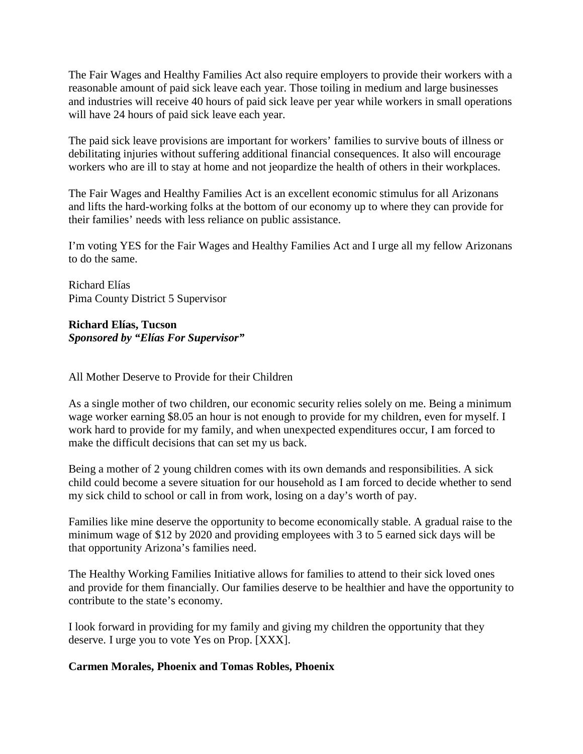The Fair Wages and Healthy Families Act also require employers to provide their workers with a reasonable amount of paid sick leave each year. Those toiling in medium and large businesses and industries will receive 40 hours of paid sick leave per year while workers in small operations will have 24 hours of paid sick leave each year.

The paid sick leave provisions are important for workers' families to survive bouts of illness or debilitating injuries without suffering additional financial consequences. It also will encourage workers who are ill to stay at home and not jeopardize the health of others in their workplaces.

The Fair Wages and Healthy Families Act is an excellent economic stimulus for all Arizonans and lifts the hard-working folks at the bottom of our economy up to where they can provide for their families' needs with less reliance on public assistance.

I'm voting YES for the Fair Wages and Healthy Families Act and I urge all my fellow Arizonans to do the same.

Richard Elías
Pima County District 5 Supervisor

**Richard Elías, Tucson**
***Sponsored by "Elías For Supervisor"***

All Mother Deserve to Provide for their Children

As a single mother of two children, our economic security relies solely on me. Being a minimum wage worker earning $8.05 an hour is not enough to provide for my children, even for myself. I work hard to provide for my family, and when unexpected expenditures occur, I am forced to make the difficult decisions that can set my us back.

Being a mother of 2 young children comes with its own demands and responsibilities. A sick child could become a severe situation for our household as I am forced to decide whether to send my sick child to school or call in from work, losing on a day's worth of pay.

Families like mine deserve the opportunity to become economically stable. A gradual raise to the minimum wage of $12 by 2020 and providing employees with 3 to 5 earned sick days will be that opportunity Arizona's families need.

The Healthy Working Families Initiative allows for families to attend to their sick loved ones and provide for them financially. Our families deserve to be healthier and have the opportunity to contribute to the state's economy.

I look forward in providing for my family and giving my children the opportunity that they deserve. I urge you to vote Yes on Prop. [XXX].

**Carmen Morales, Phoenix and Tomas Robles, Phoenix**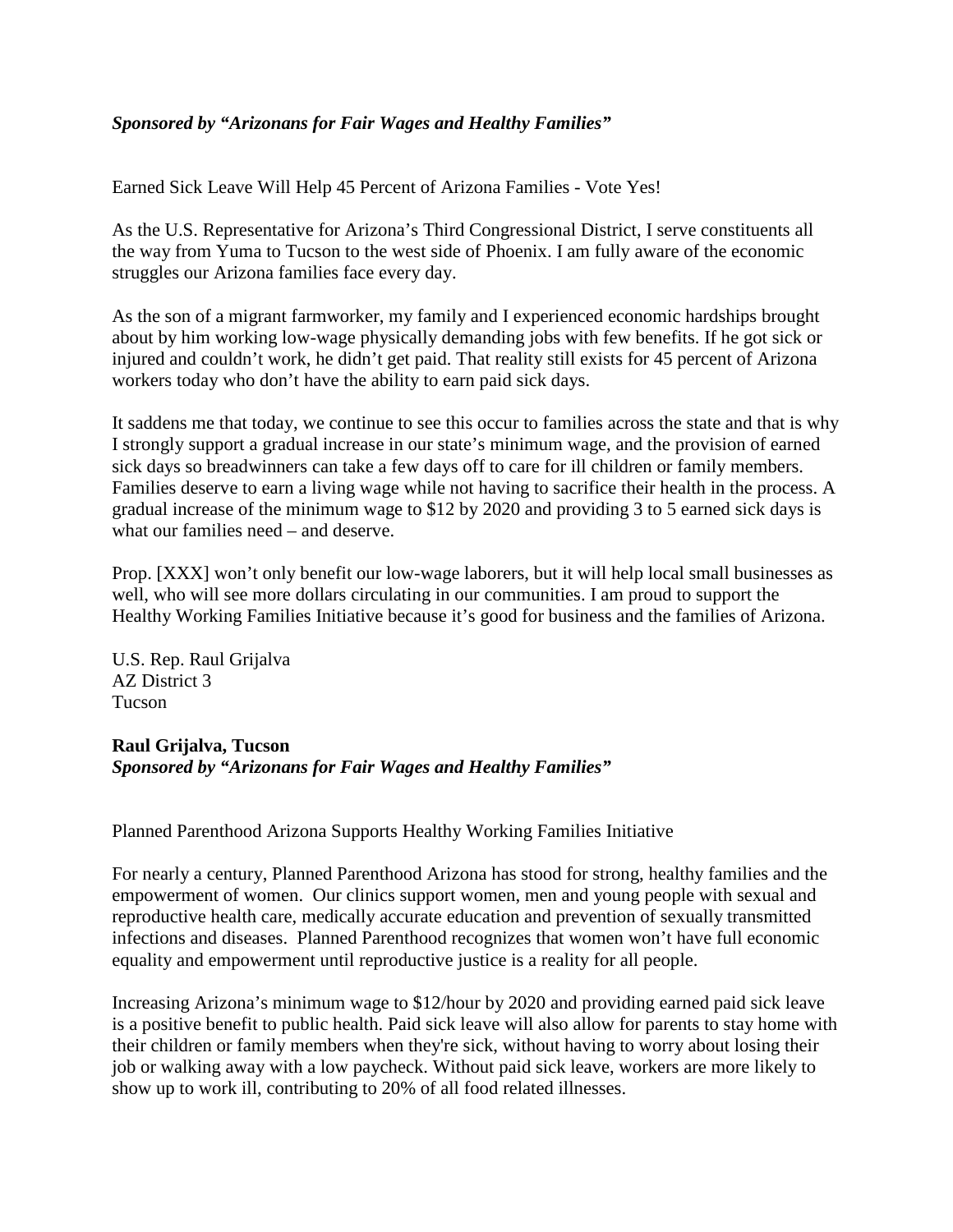***Sponsored by "Arizonans for Fair Wages and Healthy Families"***

Earned Sick Leave Will Help 45 Percent of Arizona Families - Vote Yes!

As the U.S. Representative for Arizona's Third Congressional District, I serve constituents all the way from Yuma to Tucson to the west side of Phoenix. I am fully aware of the economic struggles our Arizona families face every day.

As the son of a migrant farmworker, my family and I experienced economic hardships brought about by him working low-wage physically demanding jobs with few benefits. If he got sick or injured and couldn't work, he didn't get paid. That reality still exists for 45 percent of Arizona workers today who don't have the ability to earn paid sick days.

It saddens me that today, we continue to see this occur to families across the state and that is why I strongly support a gradual increase in our state's minimum wage, and the provision of earned sick days so breadwinners can take a few days off to care for ill children or family members. Families deserve to earn a living wage while not having to sacrifice their health in the process. A gradual increase of the minimum wage to $12 by 2020 and providing 3 to 5 earned sick days is what our families need – and deserve.

Prop. [XXX] won't only benefit our low-wage laborers, but it will help local small businesses as well, who will see more dollars circulating in our communities. I am proud to support the Healthy Working Families Initiative because it's good for business and the families of Arizona.

U.S. Rep. Raul Grijalva
AZ District 3
Tucson

**Raul Grijalva, Tucson**
***Sponsored by "Arizonans for Fair Wages and Healthy Families"***

Planned Parenthood Arizona Supports Healthy Working Families Initiative

For nearly a century, Planned Parenthood Arizona has stood for strong, healthy families and the empowerment of women. Our clinics support women, men and young people with sexual and reproductive health care, medically accurate education and prevention of sexually transmitted infections and diseases. Planned Parenthood recognizes that women won't have full economic equality and empowerment until reproductive justice is a reality for all people.

Increasing Arizona's minimum wage to $12/hour by 2020 and providing earned paid sick leave is a positive benefit to public health. Paid sick leave will also allow for parents to stay home with their children or family members when they're sick, without having to worry about losing their job or walking away with a low paycheck. Without paid sick leave, workers are more likely to show up to work ill, contributing to 20% of all food related illnesses.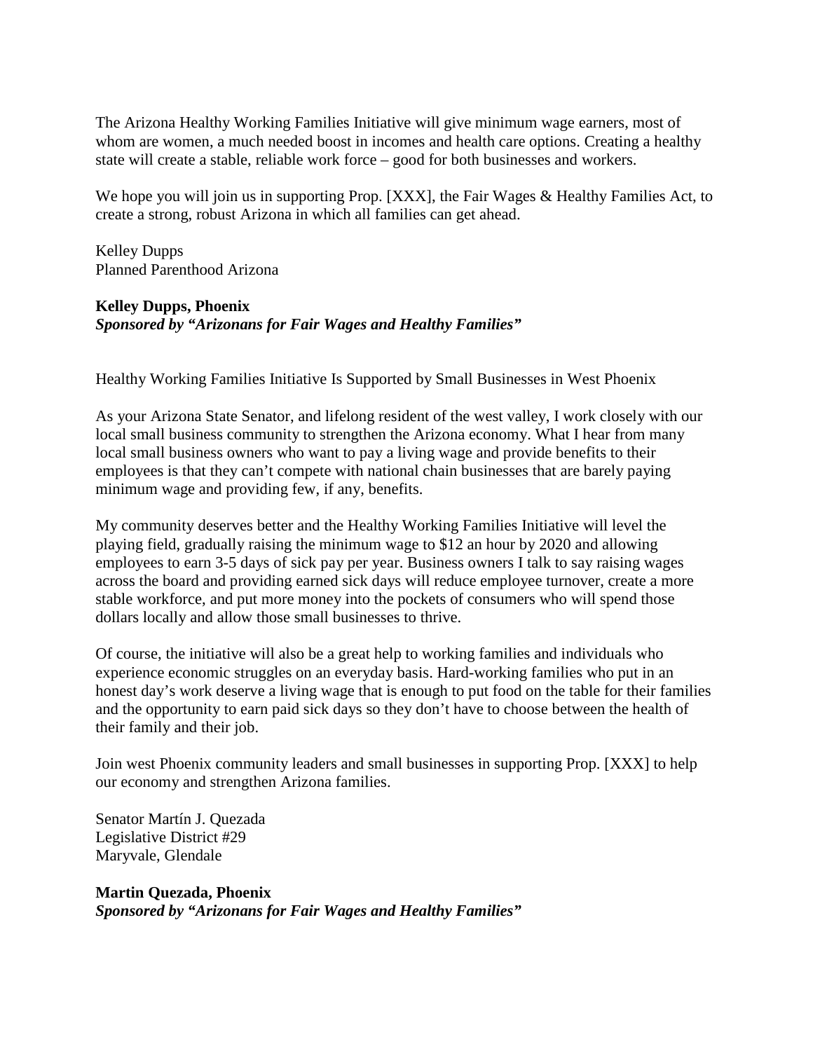The Arizona Healthy Working Families Initiative will give minimum wage earners, most of whom are women, a much needed boost in incomes and health care options. Creating a healthy state will create a stable, reliable work force – good for both businesses and workers.

We hope you will join us in supporting Prop. [XXX], the Fair Wages & Healthy Families Act, to create a strong, robust Arizona in which all families can get ahead.

Kelley Dupps
Planned Parenthood Arizona

**Kelley Dupps, Phoenix**
***Sponsored by "Arizonans for Fair Wages and Healthy Families"***

Healthy Working Families Initiative Is Supported by Small Businesses in West Phoenix

As your Arizona State Senator, and lifelong resident of the west valley, I work closely with our local small business community to strengthen the Arizona economy. What I hear from many local small business owners who want to pay a living wage and provide benefits to their employees is that they can't compete with national chain businesses that are barely paying minimum wage and providing few, if any, benefits.

My community deserves better and the Healthy Working Families Initiative will level the playing field, gradually raising the minimum wage to $12 an hour by 2020 and allowing employees to earn 3-5 days of sick pay per year. Business owners I talk to say raising wages across the board and providing earned sick days will reduce employee turnover, create a more stable workforce, and put more money into the pockets of consumers who will spend those dollars locally and allow those small businesses to thrive.

Of course, the initiative will also be a great help to working families and individuals who experience economic struggles on an everyday basis. Hard-working families who put in an honest day's work deserve a living wage that is enough to put food on the table for their families and the opportunity to earn paid sick days so they don't have to choose between the health of their family and their job.

Join west Phoenix community leaders and small businesses in supporting Prop. [XXX] to help our economy and strengthen Arizona families.

Senator Martín J. Quezada
Legislative District #29
Maryvale, Glendale

**Martin Quezada, Phoenix**
***Sponsored by "Arizonans for Fair Wages and Healthy Families"***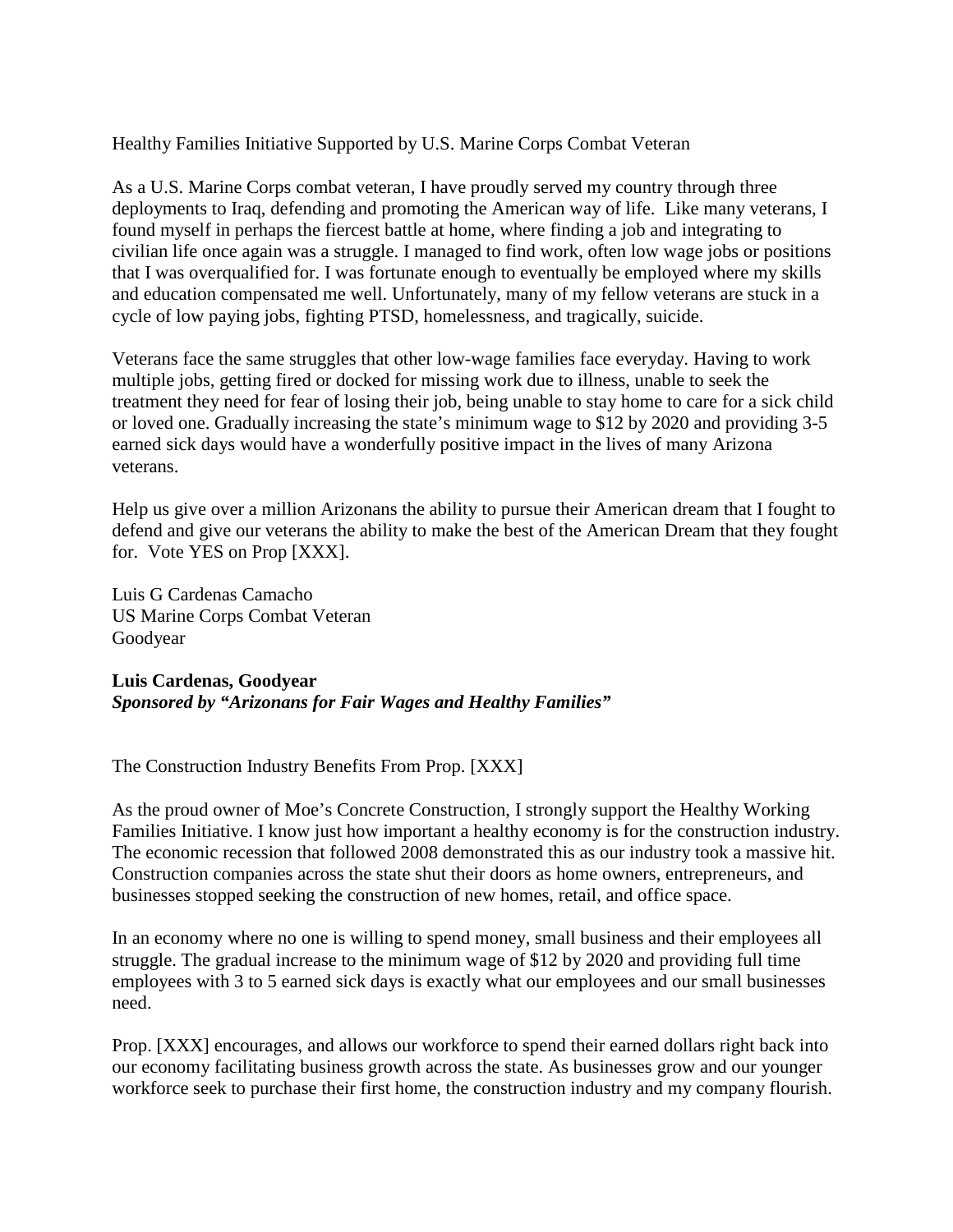Healthy Families Initiative Supported by U.S. Marine Corps Combat Veteran

As a U.S. Marine Corps combat veteran, I have proudly served my country through three deployments to Iraq, defending and promoting the American way of life. Like many veterans, I found myself in perhaps the fiercest battle at home, where finding a job and integrating to civilian life once again was a struggle. I managed to find work, often low wage jobs or positions that I was overqualified for. I was fortunate enough to eventually be employed where my skills and education compensated me well. Unfortunately, many of my fellow veterans are stuck in a cycle of low paying jobs, fighting PTSD, homelessness, and tragically, suicide.

Veterans face the same struggles that other low-wage families face everyday. Having to work multiple jobs, getting fired or docked for missing work due to illness, unable to seek the treatment they need for fear of losing their job, being unable to stay home to care for a sick child or loved one. Gradually increasing the state's minimum wage to $12 by 2020 and providing 3-5 earned sick days would have a wonderfully positive impact in the lives of many Arizona veterans.

Help us give over a million Arizonans the ability to pursue their American dream that I fought to defend and give our veterans the ability to make the best of the American Dream that they fought for. Vote YES on Prop [XXX].

Luis G Cardenas Camacho
US Marine Corps Combat Veteran
Goodyear

**Luis Cardenas, Goodyear**
***Sponsored by "Arizonans for Fair Wages and Healthy Families"***

The Construction Industry Benefits From Prop. [XXX]

As the proud owner of Moe's Concrete Construction, I strongly support the Healthy Working Families Initiative. I know just how important a healthy economy is for the construction industry. The economic recession that followed 2008 demonstrated this as our industry took a massive hit. Construction companies across the state shut their doors as home owners, entrepreneurs, and businesses stopped seeking the construction of new homes, retail, and office space.

In an economy where no one is willing to spend money, small business and their employees all struggle. The gradual increase to the minimum wage of $12 by 2020 and providing full time employees with 3 to 5 earned sick days is exactly what our employees and our small businesses need.

Prop. [XXX] encourages, and allows our workforce to spend their earned dollars right back into our economy facilitating business growth across the state. As businesses grow and our younger workforce seek to purchase their first home, the construction industry and my company flourish.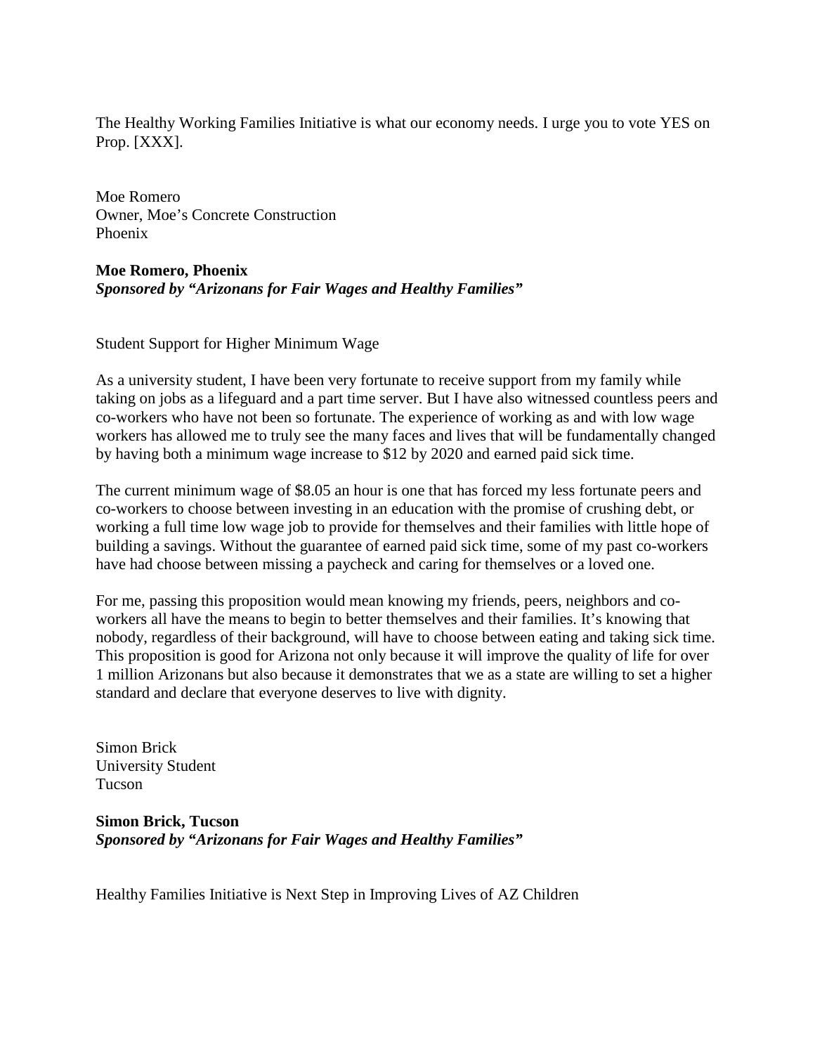The Healthy Working Families Initiative is what our economy needs. I urge you to vote YES on Prop. [XXX].

Moe Romero
Owner, Moe's Concrete Construction
Phoenix

**Moe Romero, Phoenix**
***Sponsored by "Arizonans for Fair Wages and Healthy Families"***

Student Support for Higher Minimum Wage

As a university student, I have been very fortunate to receive support from my family while taking on jobs as a lifeguard and a part time server. But I have also witnessed countless peers and co-workers who have not been so fortunate. The experience of working as and with low wage workers has allowed me to truly see the many faces and lives that will be fundamentally changed by having both a minimum wage increase to $12 by 2020 and earned paid sick time.

The current minimum wage of $8.05 an hour is one that has forced my less fortunate peers and co-workers to choose between investing in an education with the promise of crushing debt, or working a full time low wage job to provide for themselves and their families with little hope of building a savings. Without the guarantee of earned paid sick time, some of my past co-workers have had choose between missing a paycheck and caring for themselves or a loved one.

For me, passing this proposition would mean knowing my friends, peers, neighbors and co-workers all have the means to begin to better themselves and their families. It's knowing that nobody, regardless of their background, will have to choose between eating and taking sick time. This proposition is good for Arizona not only because it will improve the quality of life for over 1 million Arizonans but also because it demonstrates that we as a state are willing to set a higher standard and declare that everyone deserves to live with dignity.

Simon Brick
University Student
Tucson

**Simon Brick, Tucson**
***Sponsored by "Arizonans for Fair Wages and Healthy Families"***

Healthy Families Initiative is Next Step in Improving Lives of AZ Children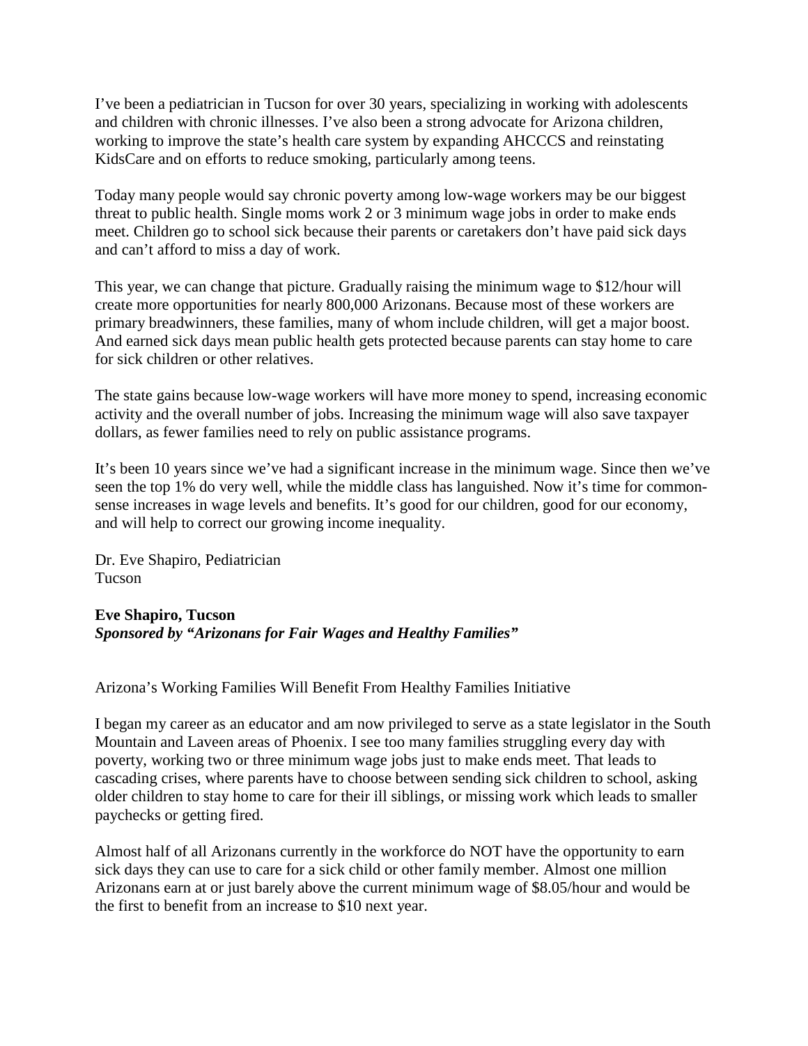I've been a pediatrician in Tucson for over 30 years, specializing in working with adolescents and children with chronic illnesses. I've also been a strong advocate for Arizona children, working to improve the state's health care system by expanding AHCCCS and reinstating KidsCare and on efforts to reduce smoking, particularly among teens.

Today many people would say chronic poverty among low-wage workers may be our biggest threat to public health. Single moms work 2 or 3 minimum wage jobs in order to make ends meet. Children go to school sick because their parents or caretakers don't have paid sick days and can't afford to miss a day of work.

This year, we can change that picture. Gradually raising the minimum wage to $12/hour will create more opportunities for nearly 800,000 Arizonans. Because most of these workers are primary breadwinners, these families, many of whom include children, will get a major boost. And earned sick days mean public health gets protected because parents can stay home to care for sick children or other relatives.

The state gains because low-wage workers will have more money to spend, increasing economic activity and the overall number of jobs. Increasing the minimum wage will also save taxpayer dollars, as fewer families need to rely on public assistance programs.

It's been 10 years since we've had a significant increase in the minimum wage. Since then we've seen the top 1% do very well, while the middle class has languished. Now it's time for common-sense increases in wage levels and benefits. It's good for our children, good for our economy, and will help to correct our growing income inequality.

Dr. Eve Shapiro, Pediatrician
Tucson

**Eve Shapiro, Tucson**
***Sponsored by "Arizonans for Fair Wages and Healthy Families"***

Arizona's Working Families Will Benefit From Healthy Families Initiative

I began my career as an educator and am now privileged to serve as a state legislator in the South Mountain and Laveen areas of Phoenix. I see too many families struggling every day with poverty, working two or three minimum wage jobs just to make ends meet. That leads to cascading crises, where parents have to choose between sending sick children to school, asking older children to stay home to care for their ill siblings, or missing work which leads to smaller paychecks or getting fired.

Almost half of all Arizonans currently in the workforce do NOT have the opportunity to earn sick days they can use to care for a sick child or other family member. Almost one million Arizonans earn at or just barely above the current minimum wage of $8.05/hour and would be the first to benefit from an increase to $10 next year.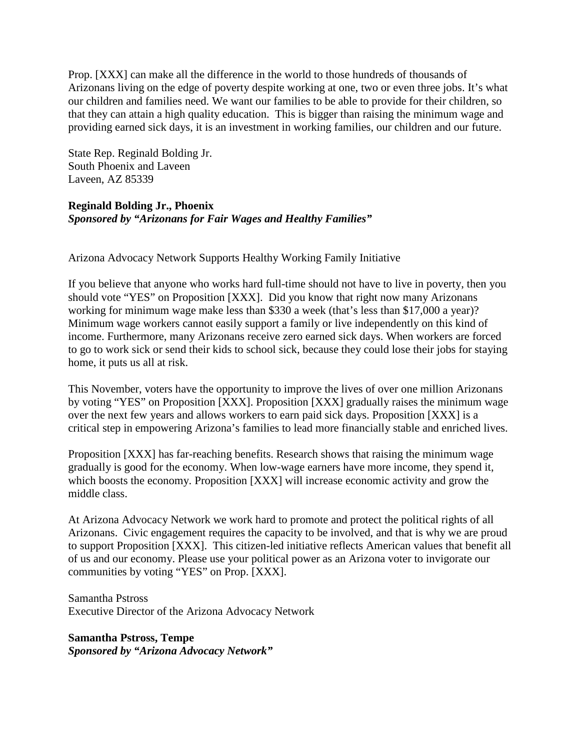Prop. [XXX] can make all the difference in the world to those hundreds of thousands of Arizonans living on the edge of poverty despite working at one, two or even three jobs. It's what our children and families need. We want our families to be able to provide for their children, so that they can attain a high quality education. This is bigger than raising the minimum wage and providing earned sick days, it is an investment in working families, our children and our future.

State Rep. Reginald Bolding Jr.
South Phoenix and Laveen
Laveen, AZ 85339

**Reginald Bolding Jr., Phoenix**
***Sponsored by "Arizonans for Fair Wages and Healthy Families"***

Arizona Advocacy Network Supports Healthy Working Family Initiative

If you believe that anyone who works hard full-time should not have to live in poverty, then you should vote "YES" on Proposition [XXX]. Did you know that right now many Arizonans working for minimum wage make less than $330 a week (that's less than $17,000 a year)? Minimum wage workers cannot easily support a family or live independently on this kind of income. Furthermore, many Arizonans receive zero earned sick days. When workers are forced to go to work sick or send their kids to school sick, because they could lose their jobs for staying home, it puts us all at risk.

This November, voters have the opportunity to improve the lives of over one million Arizonans by voting "YES" on Proposition [XXX]. Proposition [XXX] gradually raises the minimum wage over the next few years and allows workers to earn paid sick days. Proposition [XXX] is a critical step in empowering Arizona's families to lead more financially stable and enriched lives.

Proposition [XXX] has far-reaching benefits. Research shows that raising the minimum wage gradually is good for the economy. When low-wage earners have more income, they spend it, which boosts the economy. Proposition [XXX] will increase economic activity and grow the middle class.

At Arizona Advocacy Network we work hard to promote and protect the political rights of all Arizonans. Civic engagement requires the capacity to be involved, and that is why we are proud to support Proposition [XXX]. This citizen-led initiative reflects American values that benefit all of us and our economy. Please use your political power as an Arizona voter to invigorate our communities by voting "YES" on Prop. [XXX].

Samantha Pstross
Executive Director of the Arizona Advocacy Network

**Samantha Pstross, Tempe**
***Sponsored by "Arizona Advocacy Network"***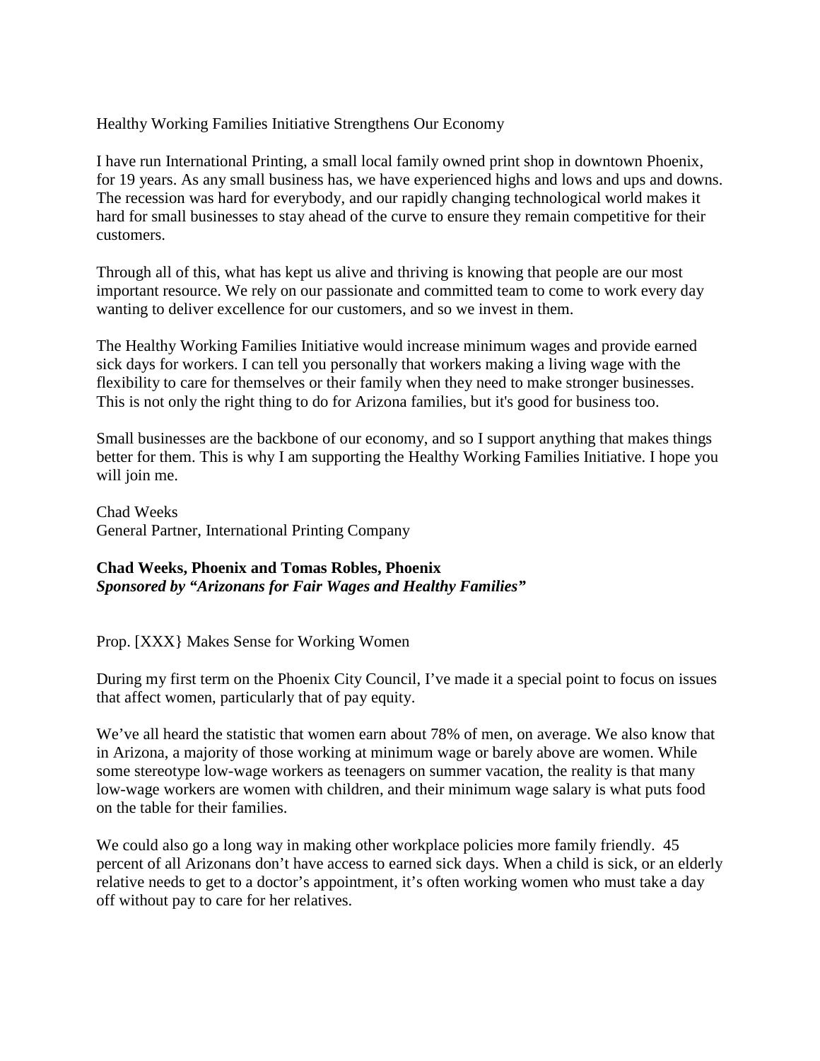Healthy Working Families Initiative Strengthens Our Economy

I have run International Printing, a small local family owned print shop in downtown Phoenix, for 19 years. As any small business has, we have experienced highs and lows and ups and downs. The recession was hard for everybody, and our rapidly changing technological world makes it hard for small businesses to stay ahead of the curve to ensure they remain competitive for their customers.

Through all of this, what has kept us alive and thriving is knowing that people are our most important resource. We rely on our passionate and committed team to come to work every day wanting to deliver excellence for our customers, and so we invest in them.

The Healthy Working Families Initiative would increase minimum wages and provide earned sick days for workers. I can tell you personally that workers making a living wage with the flexibility to care for themselves or their family when they need to make stronger businesses. This is not only the right thing to do for Arizona families, but it's good for business too.

Small businesses are the backbone of our economy, and so I support anything that makes things better for them. This is why I am supporting the Healthy Working Families Initiative. I hope you will join me.

Chad Weeks
General Partner, International Printing Company

**Chad Weeks, Phoenix and Tomas Robles, Phoenix**
***Sponsored by "Arizonans for Fair Wages and Healthy Families"***

Prop. [XXX} Makes Sense for Working Women

During my first term on the Phoenix City Council, I've made it a special point to focus on issues that affect women, particularly that of pay equity.

We've all heard the statistic that women earn about 78% of men, on average. We also know that in Arizona, a majority of those working at minimum wage or barely above are women. While some stereotype low-wage workers as teenagers on summer vacation, the reality is that many low-wage workers are women with children, and their minimum wage salary is what puts food on the table for their families.

We could also go a long way in making other workplace policies more family friendly. 45 percent of all Arizonans don't have access to earned sick days. When a child is sick, or an elderly relative needs to get to a doctor's appointment, it's often working women who must take a day off without pay to care for her relatives.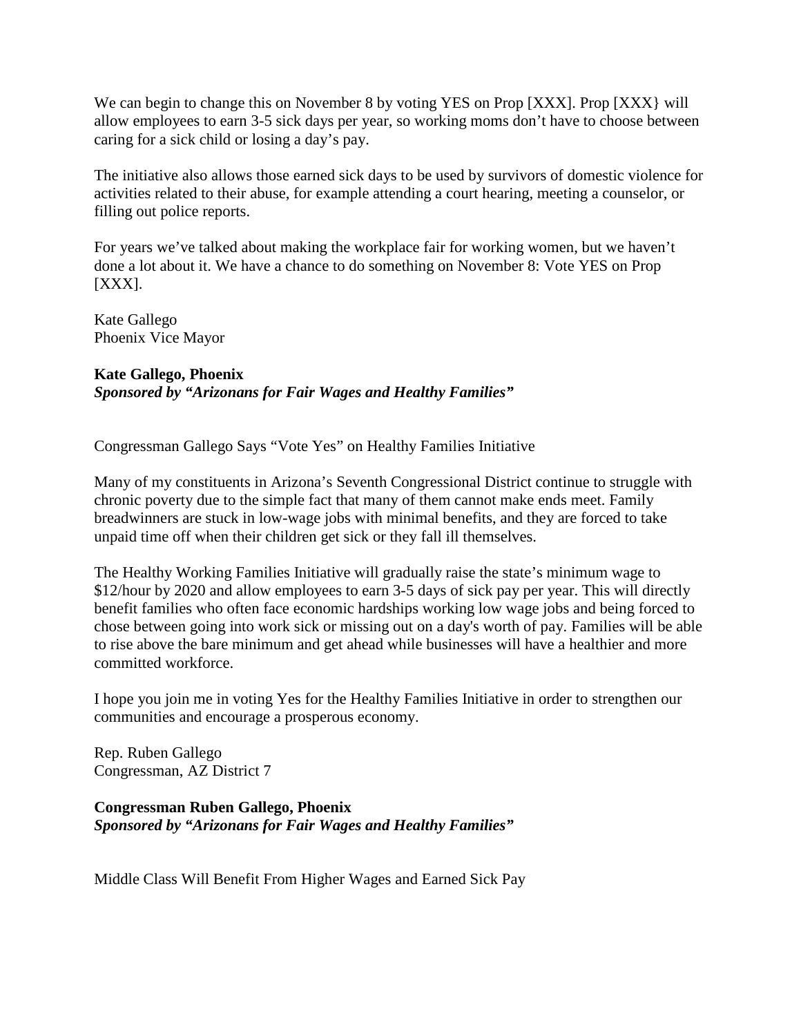We can begin to change this on November 8 by voting YES on Prop [XXX]. Prop [XXX} will allow employees to earn 3-5 sick days per year, so working moms don't have to choose between caring for a sick child or losing a day's pay.

The initiative also allows those earned sick days to be used by survivors of domestic violence for activities related to their abuse, for example attending a court hearing, meeting a counselor, or filling out police reports.

For years we've talked about making the workplace fair for working women, but we haven't done a lot about it. We have a chance to do something on November 8: Vote YES on Prop [XXX].

Kate Gallego
Phoenix Vice Mayor

**Kate Gallego, Phoenix**
***Sponsored by "Arizonans for Fair Wages and Healthy Families"***

Congressman Gallego Says "Vote Yes" on Healthy Families Initiative

Many of my constituents in Arizona's Seventh Congressional District continue to struggle with chronic poverty due to the simple fact that many of them cannot make ends meet. Family breadwinners are stuck in low-wage jobs with minimal benefits, and they are forced to take unpaid time off when their children get sick or they fall ill themselves.

The Healthy Working Families Initiative will gradually raise the state's minimum wage to $12/hour by 2020 and allow employees to earn 3-5 days of sick pay per year. This will directly benefit families who often face economic hardships working low wage jobs and being forced to chose between going into work sick or missing out on a day's worth of pay. Families will be able to rise above the bare minimum and get ahead while businesses will have a healthier and more committed workforce.

I hope you join me in voting Yes for the Healthy Families Initiative in order to strengthen our communities and encourage a prosperous economy.

Rep. Ruben Gallego
Congressman, AZ District 7

**Congressman Ruben Gallego, Phoenix**
***Sponsored by "Arizonans for Fair Wages and Healthy Families"***

Middle Class Will Benefit From Higher Wages and Earned Sick Pay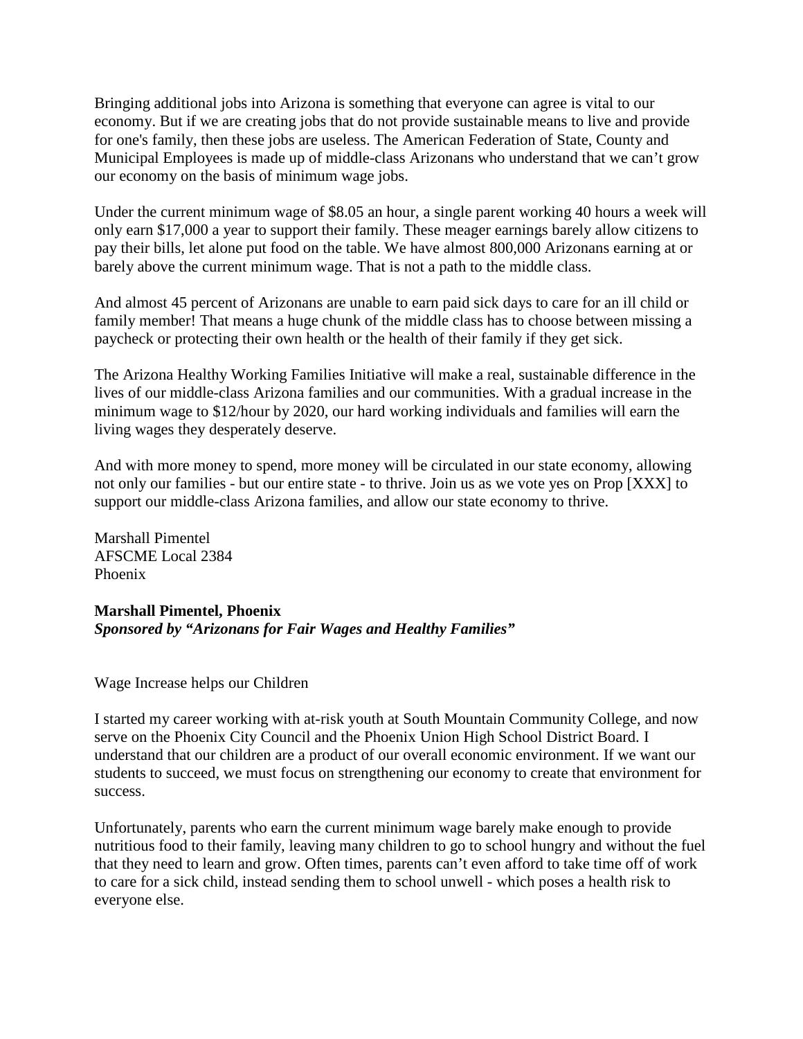Bringing additional jobs into Arizona is something that everyone can agree is vital to our economy. But if we are creating jobs that do not provide sustainable means to live and provide for one's family, then these jobs are useless. The American Federation of State, County and Municipal Employees is made up of middle-class Arizonans who understand that we can't grow our economy on the basis of minimum wage jobs.

Under the current minimum wage of $8.05 an hour, a single parent working 40 hours a week will only earn $17,000 a year to support their family. These meager earnings barely allow citizens to pay their bills, let alone put food on the table. We have almost 800,000 Arizonans earning at or barely above the current minimum wage. That is not a path to the middle class.

And almost 45 percent of Arizonans are unable to earn paid sick days to care for an ill child or family member! That means a huge chunk of the middle class has to choose between missing a paycheck or protecting their own health or the health of their family if they get sick.

The Arizona Healthy Working Families Initiative will make a real, sustainable difference in the lives of our middle-class Arizona families and our communities. With a gradual increase in the minimum wage to $12/hour by 2020, our hard working individuals and families will earn the living wages they desperately deserve.

And with more money to spend, more money will be circulated in our state economy, allowing not only our families - but our entire state - to thrive. Join us as we vote yes on Prop [XXX] to support our middle-class Arizona families, and allow our state economy to thrive.

Marshall Pimentel
AFSCME Local 2384
Phoenix

**Marshall Pimentel, Phoenix**
***Sponsored by "Arizonans for Fair Wages and Healthy Families"***

Wage Increase helps our Children

I started my career working with at-risk youth at South Mountain Community College, and now serve on the Phoenix City Council and the Phoenix Union High School District Board. I understand that our children are a product of our overall economic environment. If we want our students to succeed, we must focus on strengthening our economy to create that environment for success.

Unfortunately, parents who earn the current minimum wage barely make enough to provide nutritious food to their family, leaving many children to go to school hungry and without the fuel that they need to learn and grow. Often times, parents can't even afford to take time off of work to care for a sick child, instead sending them to school unwell - which poses a health risk to everyone else.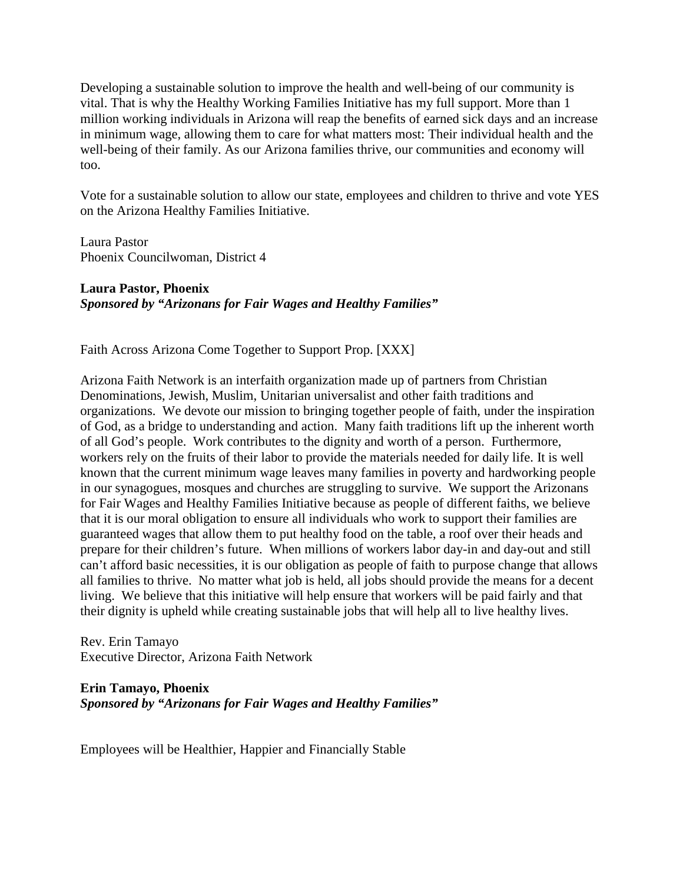Developing a sustainable solution to improve the health and well-being of our community is vital. That is why the Healthy Working Families Initiative has my full support. More than 1 million working individuals in Arizona will reap the benefits of earned sick days and an increase in minimum wage, allowing them to care for what matters most: Their individual health and the well-being of their family. As our Arizona families thrive, our communities and economy will too.

Vote for a sustainable solution to allow our state, employees and children to thrive and vote YES on the Arizona Healthy Families Initiative.

Laura Pastor
Phoenix Councilwoman, District 4

**Laura Pastor, Phoenix**
***Sponsored by "Arizonans for Fair Wages and Healthy Families"***

Faith Across Arizona Come Together to Support Prop. [XXX]

Arizona Faith Network is an interfaith organization made up of partners from Christian Denominations, Jewish, Muslim, Unitarian universalist and other faith traditions and organizations. We devote our mission to bringing together people of faith, under the inspiration of God, as a bridge to understanding and action. Many faith traditions lift up the inherent worth of all God's people. Work contributes to the dignity and worth of a person. Furthermore, workers rely on the fruits of their labor to provide the materials needed for daily life. It is well known that the current minimum wage leaves many families in poverty and hardworking people in our synagogues, mosques and churches are struggling to survive. We support the Arizonans for Fair Wages and Healthy Families Initiative because as people of different faiths, we believe that it is our moral obligation to ensure all individuals who work to support their families are guaranteed wages that allow them to put healthy food on the table, a roof over their heads and prepare for their children's future. When millions of workers labor day-in and day-out and still can't afford basic necessities, it is our obligation as people of faith to purpose change that allows all families to thrive. No matter what job is held, all jobs should provide the means for a decent living. We believe that this initiative will help ensure that workers will be paid fairly and that their dignity is upheld while creating sustainable jobs that will help all to live healthy lives.

Rev. Erin Tamayo
Executive Director, Arizona Faith Network

**Erin Tamayo, Phoenix**
***Sponsored by "Arizonans for Fair Wages and Healthy Families"***

Employees will be Healthier, Happier and Financially Stable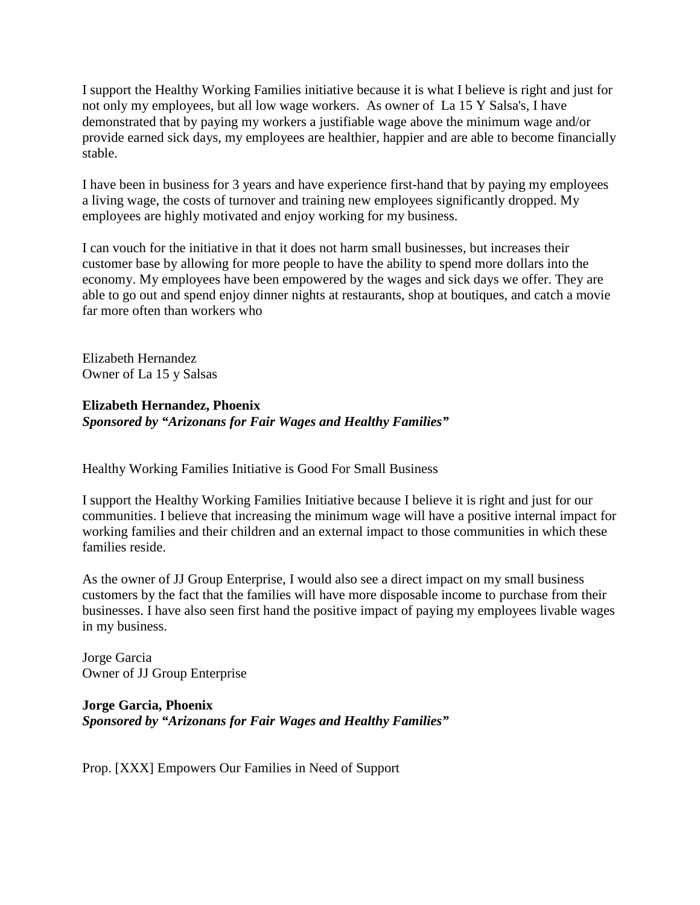I support the Healthy Working Families initiative because it is what I believe is right and just for not only my employees, but all low wage workers. As owner of La 15 Y Salsa's, I have demonstrated that by paying my workers a justifiable wage above the minimum wage and/or provide earned sick days, my employees are healthier, happier and are able to become financially stable.

I have been in business for 3 years and have experience first-hand that by paying my employees a living wage, the costs of turnover and training new employees significantly dropped. My employees are highly motivated and enjoy working for my business.

I can vouch for the initiative in that it does not harm small businesses, but increases their customer base by allowing for more people to have the ability to spend more dollars into the economy. My employees have been empowered by the wages and sick days we offer. They are able to go out and spend enjoy dinner nights at restaurants, shop at boutiques, and catch a movie far more often than workers who

Elizabeth Hernandez
Owner of La 15 y Salsas

**Elizabeth Hernandez, Phoenix**
***Sponsored by "Arizonans for Fair Wages and Healthy Families"***

Healthy Working Families Initiative is Good For Small Business

I support the Healthy Working Families Initiative because I believe it is right and just for our communities. I believe that increasing the minimum wage will have a positive internal impact for working families and their children and an external impact to those communities in which these families reside.

As the owner of JJ Group Enterprise, I would also see a direct impact on my small business customers by the fact that the families will have more disposable income to purchase from their businesses. I have also seen first hand the positive impact of paying my employees livable wages in my business.

Jorge Garcia
Owner of JJ Group Enterprise

**Jorge Garcia, Phoenix**
***Sponsored by "Arizonans for Fair Wages and Healthy Families"***

Prop. [XXX] Empowers Our Families in Need of Support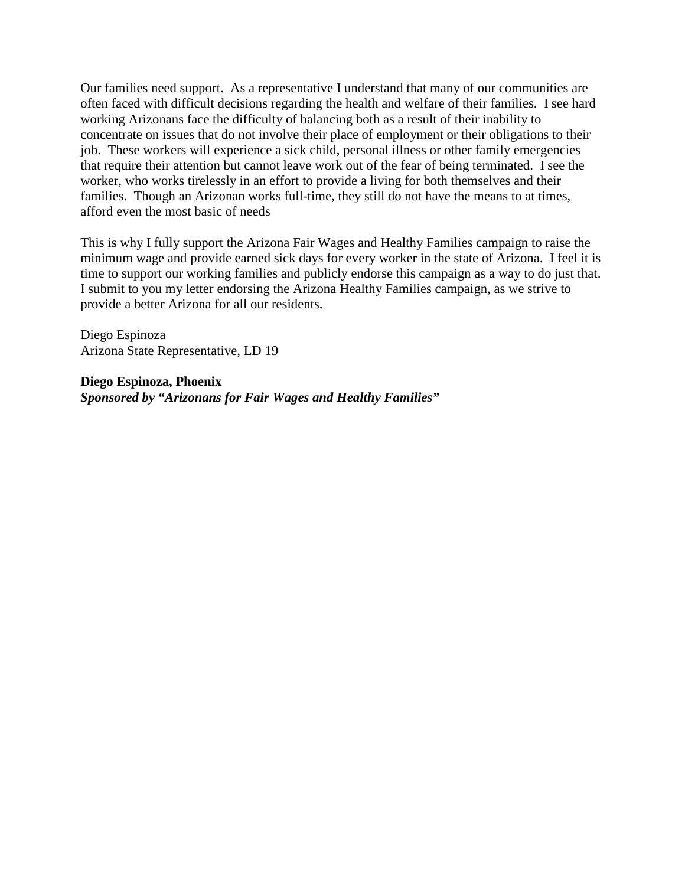Our families need support. As a representative I understand that many of our communities are often faced with difficult decisions regarding the health and welfare of their families. I see hard working Arizonans face the difficulty of balancing both as a result of their inability to concentrate on issues that do not involve their place of employment or their obligations to their job. These workers will experience a sick child, personal illness or other family emergencies that require their attention but cannot leave work out of the fear of being terminated. I see the worker, who works tirelessly in an effort to provide a living for both themselves and their families. Though an Arizonan works full-time, they still do not have the means to at times, afford even the most basic of needs

This is why I fully support the Arizona Fair Wages and Healthy Families campaign to raise the minimum wage and provide earned sick days for every worker in the state of Arizona. I feel it is time to support our working families and publicly endorse this campaign as a way to do just that. I submit to you my letter endorsing the Arizona Healthy Families campaign, as we strive to provide a better Arizona for all our residents.

Diego Espinoza
Arizona State Representative, LD 19

**Diego Espinoza, Phoenix**
***Sponsored by "Arizonans for Fair Wages and Healthy Families"***